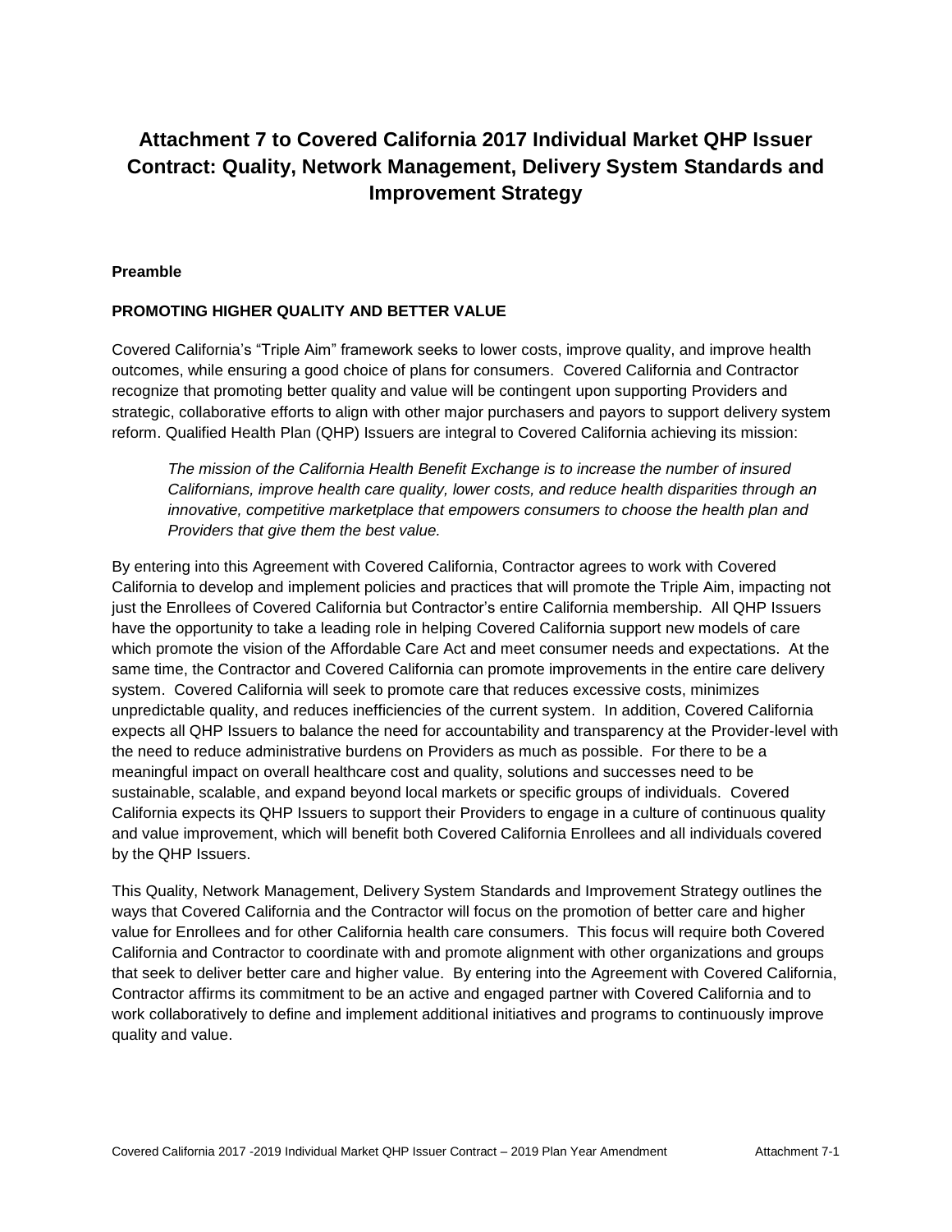# Attachment 7 to Covered California 2017 Individual Market QHP Issuer Contract: Quality, Network Management, Delivery System Standards and Improvement Strategy

**Preamble**

**PROMOTING HIGHER QUALITY AND BETTER VALUE**

Covered California's "Triple Aim" framework seeks to lower costs, improve quality, and improve health outcomes, while ensuring a good choice of plans for consumers. Covered California and Contractor recognize that promoting better quality and value will be contingent upon supporting Providers and strategic, collaborative efforts to align with other major purchasers and payors to support delivery system reform. Qualified Health Plan (QHP) Issuers are integral to Covered California achieving its mission:

> *The mission of the California Health Benefit Exchange is to increase the number of insured Californians, improve health care quality, lower costs, and reduce health disparities through an innovative, competitive marketplace that empowers consumers to choose the health plan and Providers that give them the best value.*

By entering into this Agreement with Covered California, Contractor agrees to work with Covered California to develop and implement policies and practices that will promote the Triple Aim, impacting not just the Enrollees of Covered California but Contractor's entire California membership. All QHP Issuers have the opportunity to take a leading role in helping Covered California support new models of care which promote the vision of the Affordable Care Act and meet consumer needs and expectations. At the same time, the Contractor and Covered California can promote improvements in the entire care delivery system. Covered California will seek to promote care that reduces excessive costs, minimizes unpredictable quality, and reduces inefficiencies of the current system. In addition, Covered California expects all QHP Issuers to balance the need for accountability and transparency at the Provider-level with the need to reduce administrative burdens on Providers as much as possible. For there to be a meaningful impact on overall healthcare cost and quality, solutions and successes need to be sustainable, scalable, and expand beyond local markets or specific groups of individuals. Covered California expects its QHP Issuers to support their Providers to engage in a culture of continuous quality and value improvement, which will benefit both Covered California Enrollees and all individuals covered by the QHP Issuers.

This Quality, Network Management, Delivery System Standards and Improvement Strategy outlines the ways that Covered California and the Contractor will focus on the promotion of better care and higher value for Enrollees and for other California health care consumers. This focus will require both Covered California and Contractor to coordinate with and promote alignment with other organizations and groups that seek to deliver better care and higher value. By entering into the Agreement with Covered California, Contractor affirms its commitment to be an active and engaged partner with Covered California and to work collaboratively to define and implement additional initiatives and programs to continuously improve quality and value.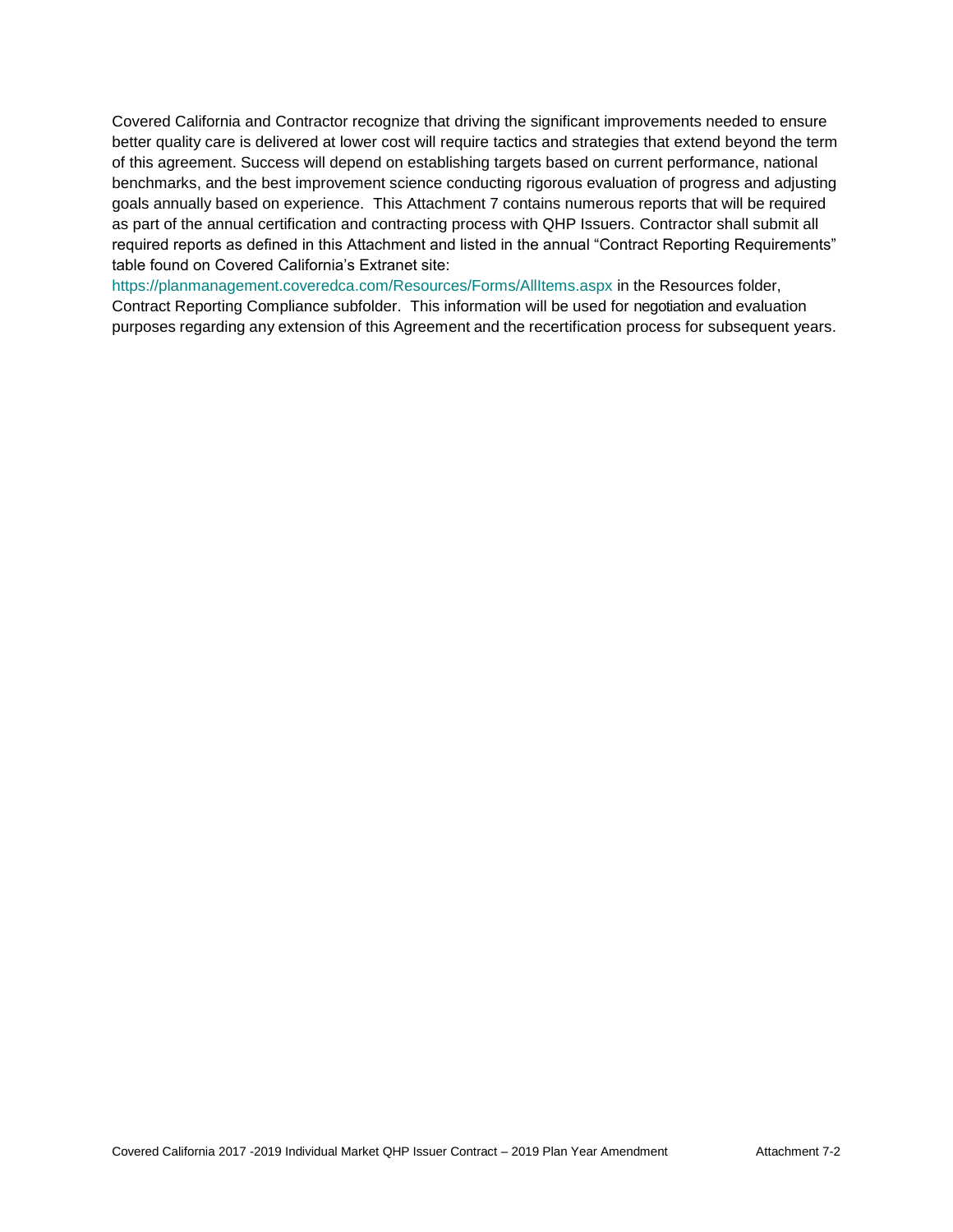Covered California and Contractor recognize that driving the significant improvements needed to ensure better quality care is delivered at lower cost will require tactics and strategies that extend beyond the term of this agreement. Success will depend on establishing targets based on current performance, national benchmarks, and the best improvement science conducting rigorous evaluation of progress and adjusting goals annually based on experience. This Attachment 7 contains numerous reports that will be required as part of the annual certification and contracting process with QHP Issuers. Contractor shall submit all required reports as defined in this Attachment and listed in the annual "Contract Reporting Requirements" table found on Covered California's Extranet site: https://planmanagement.coveredca.com/Resources/Forms/AllItems.aspx in the Resources folder, Contract Reporting Compliance subfolder. This information will be used for negotiation and evaluation purposes regarding any extension of this Agreement and the recertification process for subsequent years.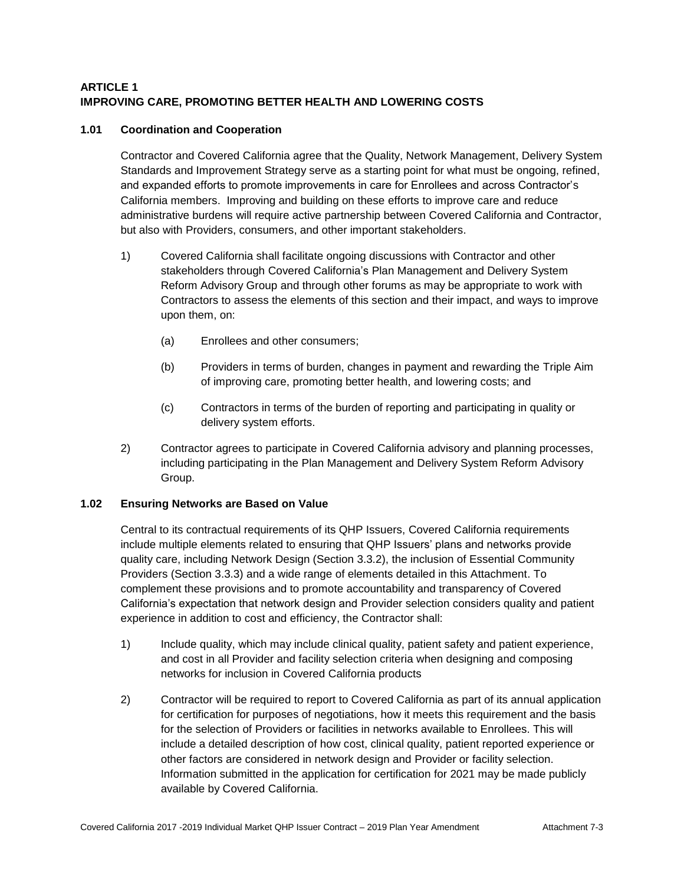## ARTICLE 1
## IMPROVING CARE, PROMOTING BETTER HEALTH AND LOWERING COSTS

### 1.01 Coordination and Cooperation

Contractor and Covered California agree that the Quality, Network Management, Delivery System Standards and Improvement Strategy serve as a starting point for what must be ongoing, refined, and expanded efforts to promote improvements in care for Enrollees and across Contractor's California members. Improving and building on these efforts to improve care and reduce administrative burdens will require active partnership between Covered California and Contractor, but also with Providers, consumers, and other important stakeholders.

1) Covered California shall facilitate ongoing discussions with Contractor and other stakeholders through Covered California's Plan Management and Delivery System Reform Advisory Group and through other forums as may be appropriate to work with Contractors to assess the elements of this section and their impact, and ways to improve upon them, on:

   (a) Enrollees and other consumers;

   (b) Providers in terms of burden, changes in payment and rewarding the Triple Aim of improving care, promoting better health, and lowering costs; and

   (c) Contractors in terms of the burden of reporting and participating in quality or delivery system efforts.

2) Contractor agrees to participate in Covered California advisory and planning processes, including participating in the Plan Management and Delivery System Reform Advisory Group.

### 1.02 Ensuring Networks are Based on Value

Central to its contractual requirements of its QHP Issuers, Covered California requirements include multiple elements related to ensuring that QHP Issuers' plans and networks provide quality care, including Network Design (Section 3.3.2), the inclusion of Essential Community Providers (Section 3.3.3) and a wide range of elements detailed in this Attachment. To complement these provisions and to promote accountability and transparency of Covered California's expectation that network design and Provider selection considers quality and patient experience in addition to cost and efficiency, the Contractor shall:

1) Include quality, which may include clinical quality, patient safety and patient experience, and cost in all Provider and facility selection criteria when designing and composing networks for inclusion in Covered California products

2) Contractor will be required to report to Covered California as part of its annual application for certification for purposes of negotiations, how it meets this requirement and the basis for the selection of Providers or facilities in networks available to Enrollees. This will include a detailed description of how cost, clinical quality, patient reported experience or other factors are considered in network design and Provider or facility selection. Information submitted in the application for certification for 2021 may be made publicly available by Covered California.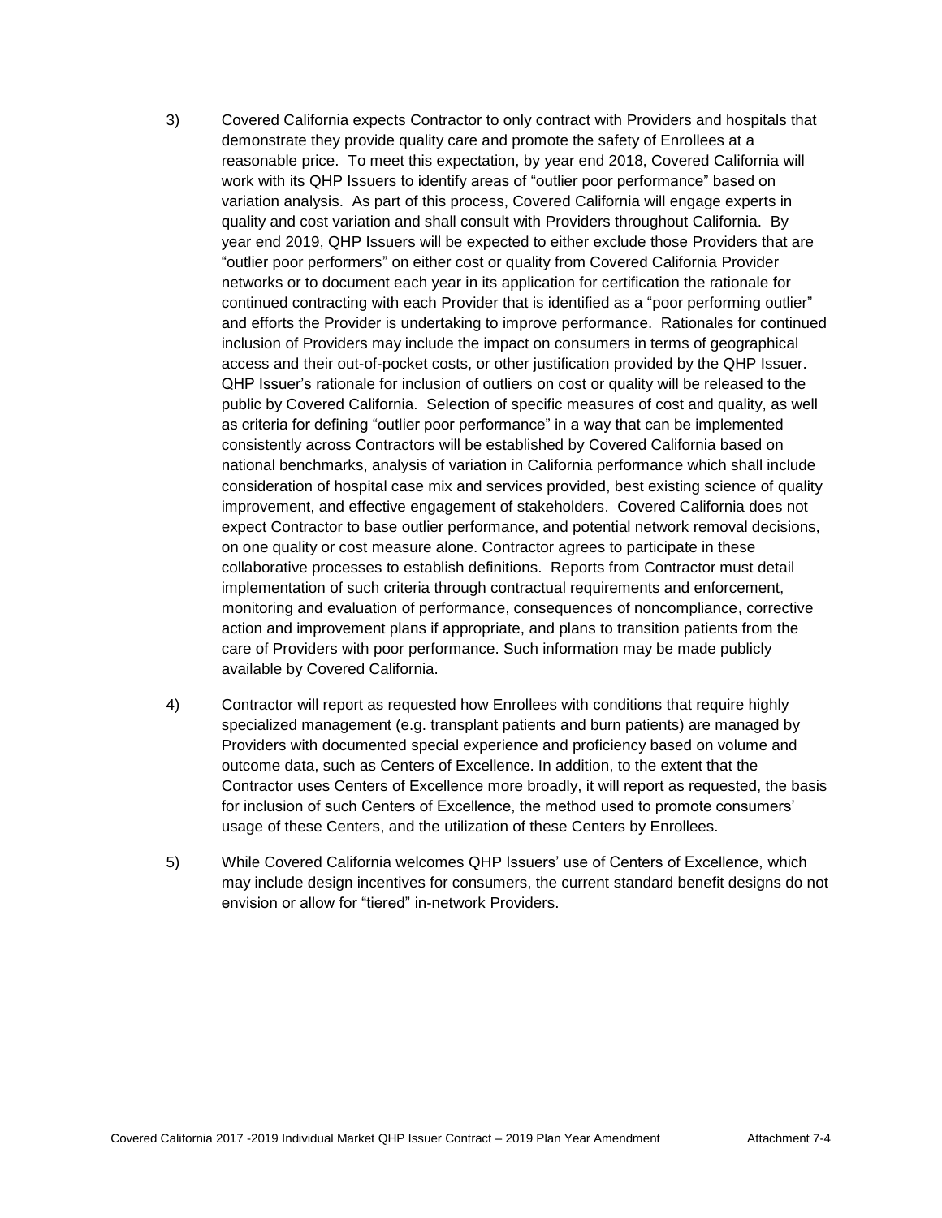3) Covered California expects Contractor to only contract with Providers and hospitals that demonstrate they provide quality care and promote the safety of Enrollees at a reasonable price. To meet this expectation, by year end 2018, Covered California will work with its QHP Issuers to identify areas of "outlier poor performance" based on variation analysis. As part of this process, Covered California will engage experts in quality and cost variation and shall consult with Providers throughout California. By year end 2019, QHP Issuers will be expected to either exclude those Providers that are "outlier poor performers" on either cost or quality from Covered California Provider networks or to document each year in its application for certification the rationale for continued contracting with each Provider that is identified as a "poor performing outlier" and efforts the Provider is undertaking to improve performance. Rationales for continued inclusion of Providers may include the impact on consumers in terms of geographical access and their out-of-pocket costs, or other justification provided by the QHP Issuer. QHP Issuer's rationale for inclusion of outliers on cost or quality will be released to the public by Covered California. Selection of specific measures of cost and quality, as well as criteria for defining "outlier poor performance" in a way that can be implemented consistently across Contractors will be established by Covered California based on national benchmarks, analysis of variation in California performance which shall include consideration of hospital case mix and services provided, best existing science of quality improvement, and effective engagement of stakeholders. Covered California does not expect Contractor to base outlier performance, and potential network removal decisions, on one quality or cost measure alone. Contractor agrees to participate in these collaborative processes to establish definitions. Reports from Contractor must detail implementation of such criteria through contractual requirements and enforcement, monitoring and evaluation of performance, consequences of noncompliance, corrective action and improvement plans if appropriate, and plans to transition patients from the care of Providers with poor performance. Such information may be made publicly available by Covered California.

4) Contractor will report as requested how Enrollees with conditions that require highly specialized management (e.g. transplant patients and burn patients) are managed by Providers with documented special experience and proficiency based on volume and outcome data, such as Centers of Excellence. In addition, to the extent that the Contractor uses Centers of Excellence more broadly, it will report as requested, the basis for inclusion of such Centers of Excellence, the method used to promote consumers' usage of these Centers, and the utilization of these Centers by Enrollees.

5) While Covered California welcomes QHP Issuers' use of Centers of Excellence, which may include design incentives for consumers, the current standard benefit designs do not envision or allow for "tiered" in-network Providers.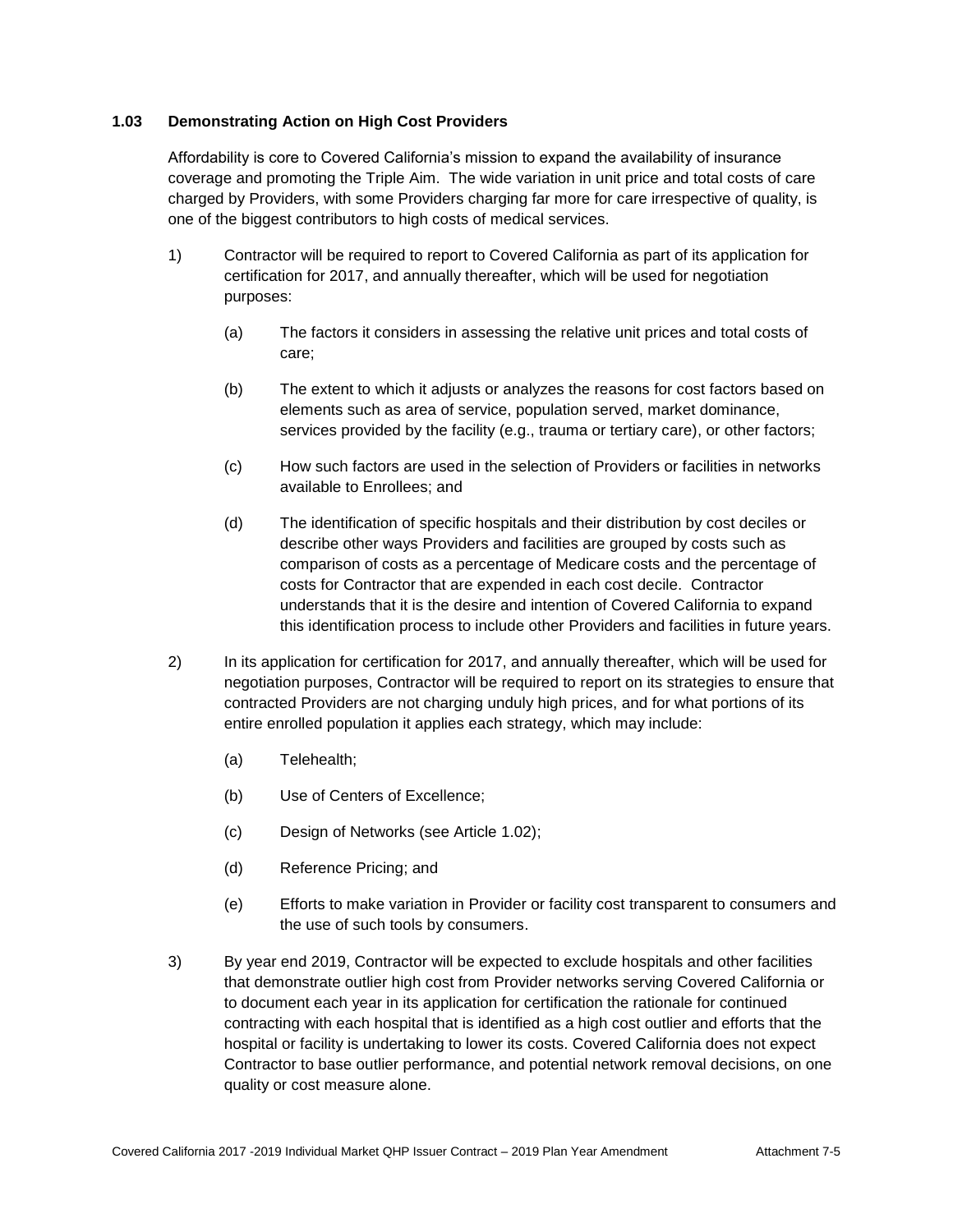### 1.03 Demonstrating Action on High Cost Providers

Affordability is core to Covered California's mission to expand the availability of insurance coverage and promoting the Triple Aim. The wide variation in unit price and total costs of care charged by Providers, with some Providers charging far more for care irrespective of quality, is one of the biggest contributors to high costs of medical services.

1) Contractor will be required to report to Covered California as part of its application for certification for 2017, and annually thereafter, which will be used for negotiation purposes:

   (a) The factors it considers in assessing the relative unit prices and total costs of care;

   (b) The extent to which it adjusts or analyzes the reasons for cost factors based on elements such as area of service, population served, market dominance, services provided by the facility (e.g., trauma or tertiary care), or other factors;

   (c) How such factors are used in the selection of Providers or facilities in networks available to Enrollees; and

   (d) The identification of specific hospitals and their distribution by cost deciles or describe other ways Providers and facilities are grouped by costs such as comparison of costs as a percentage of Medicare costs and the percentage of costs for Contractor that are expended in each cost decile. Contractor understands that it is the desire and intention of Covered California to expand this identification process to include other Providers and facilities in future years.

2) In its application for certification for 2017, and annually thereafter, which will be used for negotiation purposes, Contractor will be required to report on its strategies to ensure that contracted Providers are not charging unduly high prices, and for what portions of its entire enrolled population it applies each strategy, which may include:

   (a) Telehealth;

   (b) Use of Centers of Excellence;

   (c) Design of Networks (see Article 1.02);

   (d) Reference Pricing; and

   (e) Efforts to make variation in Provider or facility cost transparent to consumers and the use of such tools by consumers.

3) By year end 2019, Contractor will be expected to exclude hospitals and other facilities that demonstrate outlier high cost from Provider networks serving Covered California or to document each year in its application for certification the rationale for continued contracting with each hospital that is identified as a high cost outlier and efforts that the hospital or facility is undertaking to lower its costs. Covered California does not expect Contractor to base outlier performance, and potential network removal decisions, on one quality or cost measure alone.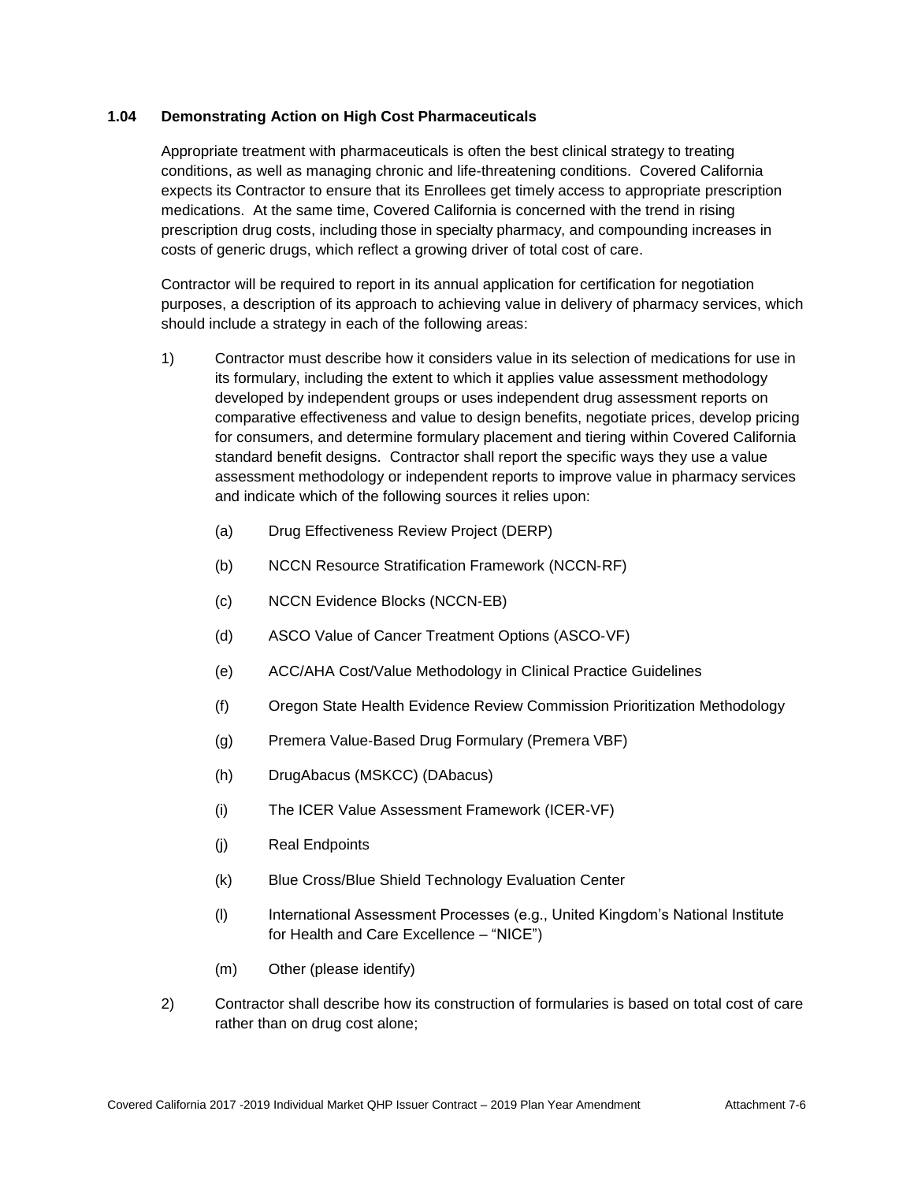### 1.04 Demonstrating Action on High Cost Pharmaceuticals

Appropriate treatment with pharmaceuticals is often the best clinical strategy to treating conditions, as well as managing chronic and life-threatening conditions. Covered California expects its Contractor to ensure that its Enrollees get timely access to appropriate prescription medications. At the same time, Covered California is concerned with the trend in rising prescription drug costs, including those in specialty pharmacy, and compounding increases in costs of generic drugs, which reflect a growing driver of total cost of care.

Contractor will be required to report in its annual application for certification for negotiation purposes, a description of its approach to achieving value in delivery of pharmacy services, which should include a strategy in each of the following areas:

1) Contractor must describe how it considers value in its selection of medications for use in its formulary, including the extent to which it applies value assessment methodology developed by independent groups or uses independent drug assessment reports on comparative effectiveness and value to design benefits, negotiate prices, develop pricing for consumers, and determine formulary placement and tiering within Covered California standard benefit designs. Contractor shall report the specific ways they use a value assessment methodology or independent reports to improve value in pharmacy services and indicate which of the following sources it relies upon:

   (a) Drug Effectiveness Review Project (DERP)

   (b) NCCN Resource Stratification Framework (NCCN-RF)

   (c) NCCN Evidence Blocks (NCCN-EB)

   (d) ASCO Value of Cancer Treatment Options (ASCO-VF)

   (e) ACC/AHA Cost/Value Methodology in Clinical Practice Guidelines

   (f) Oregon State Health Evidence Review Commission Prioritization Methodology

   (g) Premera Value-Based Drug Formulary (Premera VBF)

   (h) DrugAbacus (MSKCC) (DAbacus)

   (i) The ICER Value Assessment Framework (ICER-VF)

   (j) Real Endpoints

   (k) Blue Cross/Blue Shield Technology Evaluation Center

   (l) International Assessment Processes (e.g., United Kingdom's National Institute for Health and Care Excellence – "NICE")

   (m) Other (please identify)

2) Contractor shall describe how its construction of formularies is based on total cost of care rather than on drug cost alone;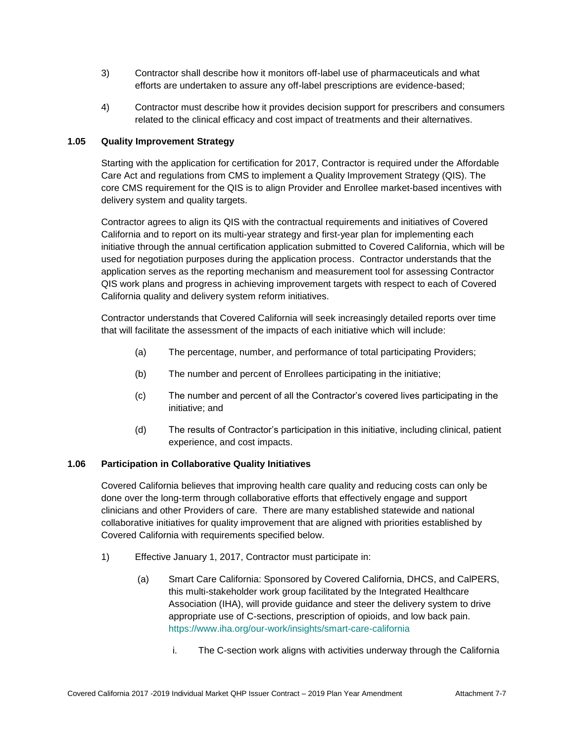3) Contractor shall describe how it monitors off-label use of pharmaceuticals and what efforts are undertaken to assure any off-label prescriptions are evidence-based;

4) Contractor must describe how it provides decision support for prescribers and consumers related to the clinical efficacy and cost impact of treatments and their alternatives.

**1.05 Quality Improvement Strategy**

Starting with the application for certification for 2017, Contractor is required under the Affordable Care Act and regulations from CMS to implement a Quality Improvement Strategy (QIS). The core CMS requirement for the QIS is to align Provider and Enrollee market-based incentives with delivery system and quality targets.

Contractor agrees to align its QIS with the contractual requirements and initiatives of Covered California and to report on its multi-year strategy and first-year plan for implementing each initiative through the annual certification application submitted to Covered California, which will be used for negotiation purposes during the application process. Contractor understands that the application serves as the reporting mechanism and measurement tool for assessing Contractor QIS work plans and progress in achieving improvement targets with respect to each of Covered California quality and delivery system reform initiatives.

Contractor understands that Covered California will seek increasingly detailed reports over time that will facilitate the assessment of the impacts of each initiative which will include:

(a) The percentage, number, and performance of total participating Providers;

(b) The number and percent of Enrollees participating in the initiative;

(c) The number and percent of all the Contractor's covered lives participating in the initiative; and

(d) The results of Contractor's participation in this initiative, including clinical, patient experience, and cost impacts.

**1.06 Participation in Collaborative Quality Initiatives**

Covered California believes that improving health care quality and reducing costs can only be done over the long-term through collaborative efforts that effectively engage and support clinicians and other Providers of care. There are many established statewide and national collaborative initiatives for quality improvement that are aligned with priorities established by Covered California with requirements specified below.

1) Effective January 1, 2017, Contractor must participate in:

(a) Smart Care California: Sponsored by Covered California, DHCS, and CalPERS, this multi-stakeholder work group facilitated by the Integrated Healthcare Association (IHA), will provide guidance and steer the delivery system to drive appropriate use of C-sections, prescription of opioids, and low back pain. https://www.iha.org/our-work/insights/smart-care-california

i. The C-section work aligns with activities underway through the California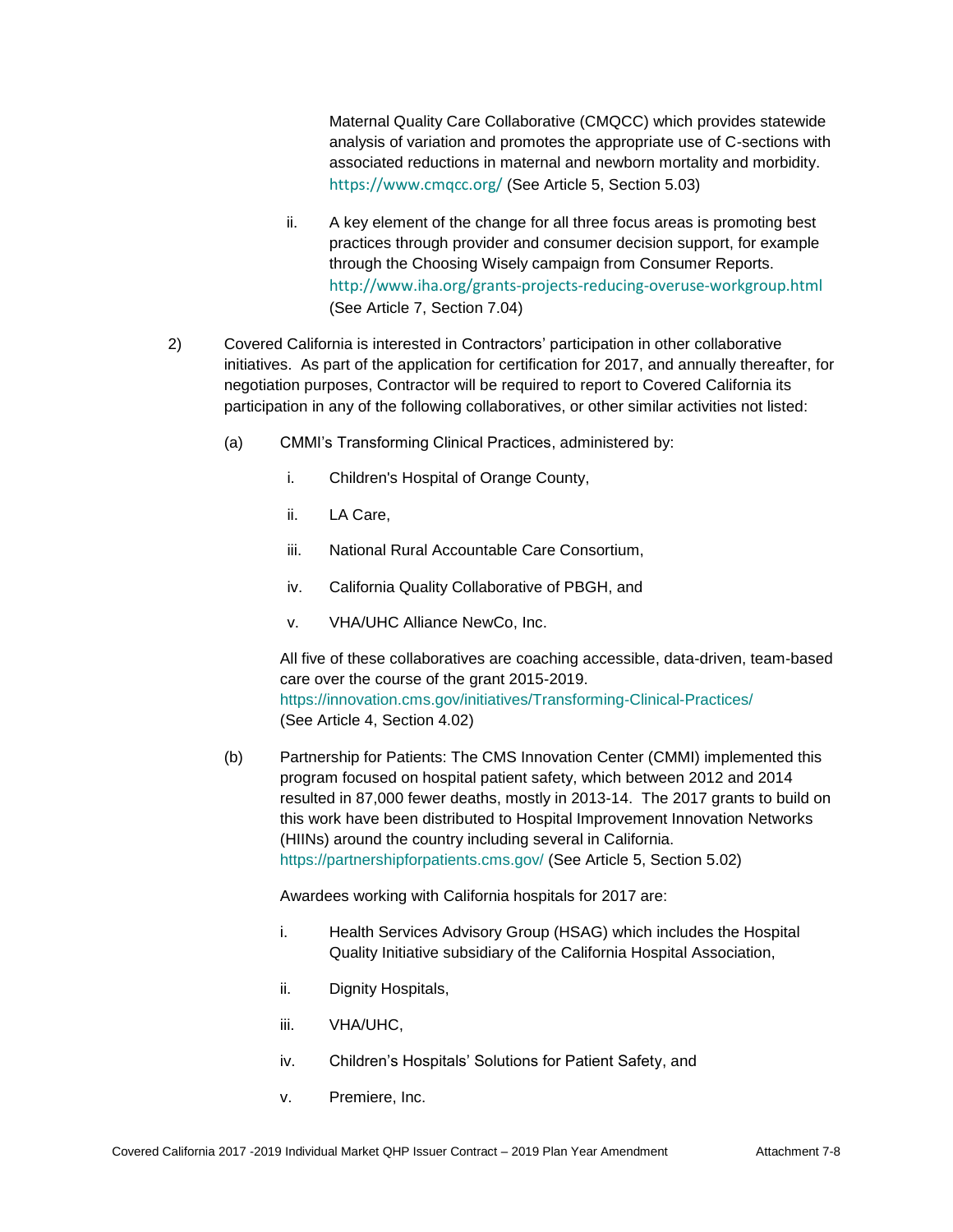Maternal Quality Care Collaborative (CMQCC) which provides statewide analysis of variation and promotes the appropriate use of C-sections with associated reductions in maternal and newborn mortality and morbidity. https://www.cmqcc.org/ (See Article 5, Section 5.03)

ii. A key element of the change for all three focus areas is promoting best practices through provider and consumer decision support, for example through the Choosing Wisely campaign from Consumer Reports. http://www.iha.org/grants-projects-reducing-overuse-workgroup.html (See Article 7, Section 7.04)

2) Covered California is interested in Contractors' participation in other collaborative initiatives. As part of the application for certification for 2017, and annually thereafter, for negotiation purposes, Contractor will be required to report to Covered California its participation in any of the following collaboratives, or other similar activities not listed:

(a) CMMI's Transforming Clinical Practices, administered by:

i. Children's Hospital of Orange County,

ii. LA Care,

iii. National Rural Accountable Care Consortium,

iv. California Quality Collaborative of PBGH, and

v. VHA/UHC Alliance NewCo, Inc.

All five of these collaboratives are coaching accessible, data-driven, team-based care over the course of the grant 2015-2019. https://innovation.cms.gov/initiatives/Transforming-Clinical-Practices/ (See Article 4, Section 4.02)

(b) Partnership for Patients: The CMS Innovation Center (CMMI) implemented this program focused on hospital patient safety, which between 2012 and 2014 resulted in 87,000 fewer deaths, mostly in 2013-14. The 2017 grants to build on this work have been distributed to Hospital Improvement Innovation Networks (HIINs) around the country including several in California. https://partnershipforpatients.cms.gov/ (See Article 5, Section 5.02)

Awardees working with California hospitals for 2017 are:

i. Health Services Advisory Group (HSAG) which includes the Hospital Quality Initiative subsidiary of the California Hospital Association,

ii. Dignity Hospitals,

iii. VHA/UHC,

iv. Children's Hospitals' Solutions for Patient Safety, and

v. Premiere, Inc.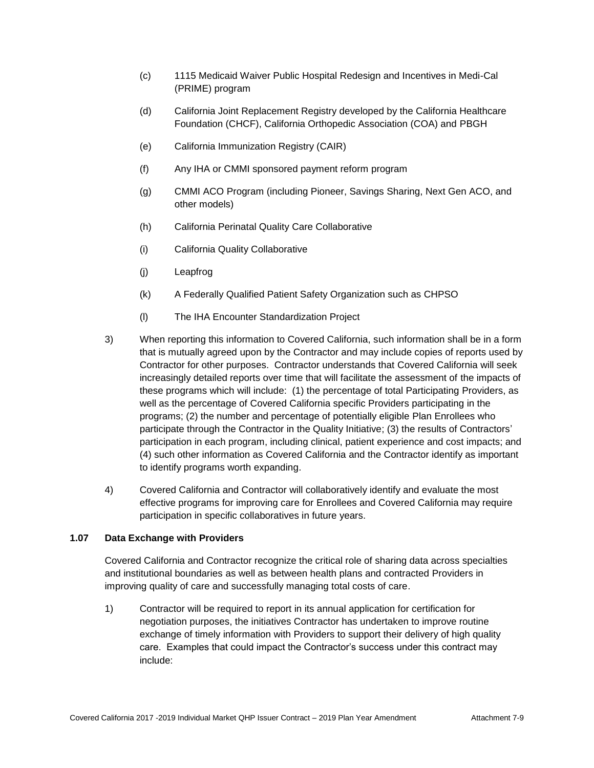(c) 1115 Medicaid Waiver Public Hospital Redesign and Incentives in Medi-Cal (PRIME) program

(d) California Joint Replacement Registry developed by the California Healthcare Foundation (CHCF), California Orthopedic Association (COA) and PBGH

(e) California Immunization Registry (CAIR)

(f) Any IHA or CMMI sponsored payment reform program

(g) CMMI ACO Program (including Pioneer, Savings Sharing, Next Gen ACO, and other models)

(h) California Perinatal Quality Care Collaborative

(i) California Quality Collaborative

(j) Leapfrog

(k) A Federally Qualified Patient Safety Organization such as CHPSO

(l) The IHA Encounter Standardization Project

3) When reporting this information to Covered California, such information shall be in a form that is mutually agreed upon by the Contractor and may include copies of reports used by Contractor for other purposes. Contractor understands that Covered California will seek increasingly detailed reports over time that will facilitate the assessment of the impacts of these programs which will include: (1) the percentage of total Participating Providers, as well as the percentage of Covered California specific Providers participating in the programs; (2) the number and percentage of potentially eligible Plan Enrollees who participate through the Contractor in the Quality Initiative; (3) the results of Contractors' participation in each program, including clinical, patient experience and cost impacts; and (4) such other information as Covered California and the Contractor identify as important to identify programs worth expanding.

4) Covered California and Contractor will collaboratively identify and evaluate the most effective programs for improving care for Enrollees and Covered California may require participation in specific collaboratives in future years.

### 1.07 Data Exchange with Providers

Covered California and Contractor recognize the critical role of sharing data across specialties and institutional boundaries as well as between health plans and contracted Providers in improving quality of care and successfully managing total costs of care.

1) Contractor will be required to report in its annual application for certification for negotiation purposes, the initiatives Contractor has undertaken to improve routine exchange of timely information with Providers to support their delivery of high quality care. Examples that could impact the Contractor's success under this contract may include: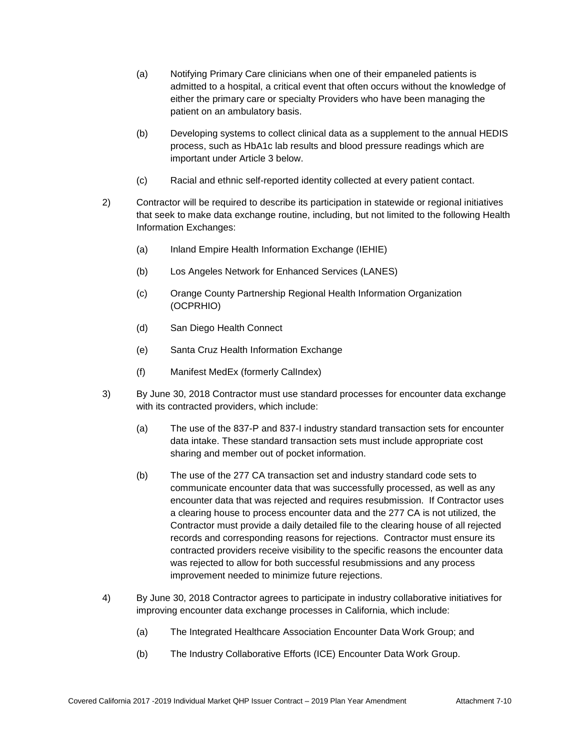(a) Notifying Primary Care clinicians when one of their empaneled patients is admitted to a hospital, a critical event that often occurs without the knowledge of either the primary care or specialty Providers who have been managing the patient on an ambulatory basis.

(b) Developing systems to collect clinical data as a supplement to the annual HEDIS process, such as HbA1c lab results and blood pressure readings which are important under Article 3 below.

(c) Racial and ethnic self-reported identity collected at every patient contact.

2) Contractor will be required to describe its participation in statewide or regional initiatives that seek to make data exchange routine, including, but not limited to the following Health Information Exchanges:

(a) Inland Empire Health Information Exchange (IEHIE)

(b) Los Angeles Network for Enhanced Services (LANES)

(c) Orange County Partnership Regional Health Information Organization (OCPRHIO)

(d) San Diego Health Connect

(e) Santa Cruz Health Information Exchange

(f) Manifest MedEx (formerly CalIndex)

3) By June 30, 2018 Contractor must use standard processes for encounter data exchange with its contracted providers, which include:

(a) The use of the 837-P and 837-I industry standard transaction sets for encounter data intake. These standard transaction sets must include appropriate cost sharing and member out of pocket information.

(b) The use of the 277 CA transaction set and industry standard code sets to communicate encounter data that was successfully processed, as well as any encounter data that was rejected and requires resubmission. If Contractor uses a clearing house to process encounter data and the 277 CA is not utilized, the Contractor must provide a daily detailed file to the clearing house of all rejected records and corresponding reasons for rejections. Contractor must ensure its contracted providers receive visibility to the specific reasons the encounter data was rejected to allow for both successful resubmissions and any process improvement needed to minimize future rejections.

4) By June 30, 2018 Contractor agrees to participate in industry collaborative initiatives for improving encounter data exchange processes in California, which include:

(a) The Integrated Healthcare Association Encounter Data Work Group; and

(b) The Industry Collaborative Efforts (ICE) Encounter Data Work Group.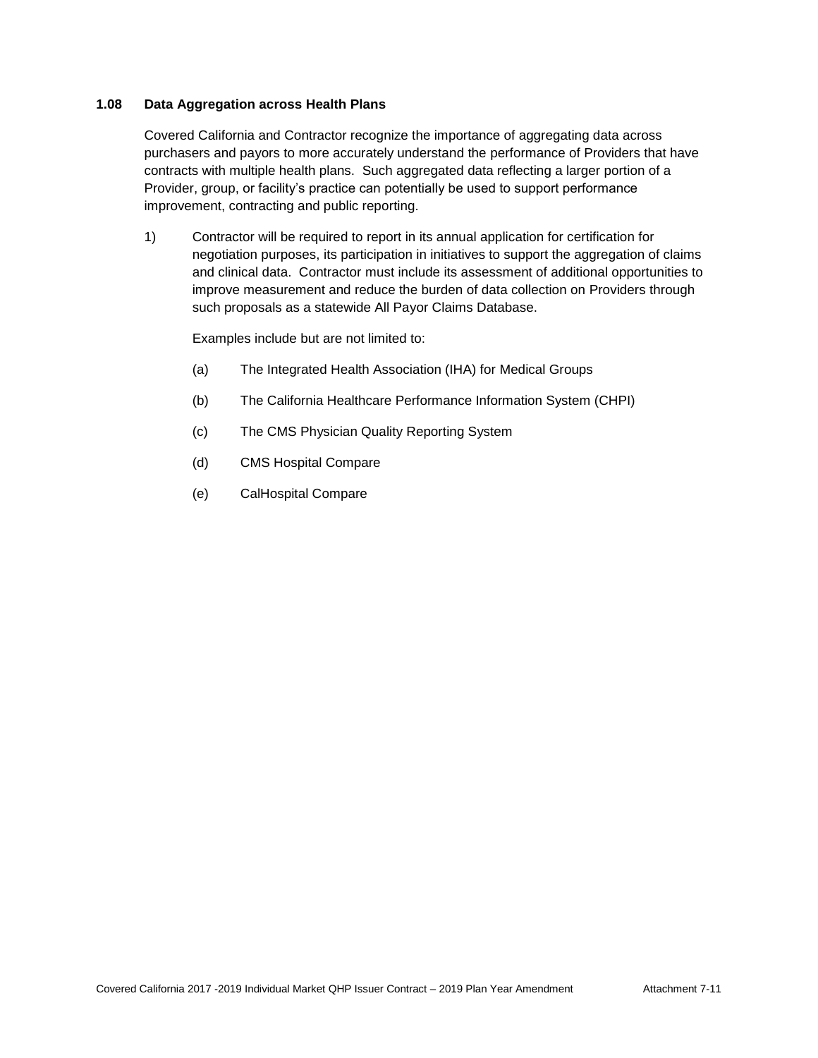### 1.08 Data Aggregation across Health Plans

Covered California and Contractor recognize the importance of aggregating data across purchasers and payors to more accurately understand the performance of Providers that have contracts with multiple health plans. Such aggregated data reflecting a larger portion of a Provider, group, or facility's practice can potentially be used to support performance improvement, contracting and public reporting.

1) Contractor will be required to report in its annual application for certification for negotiation purposes, its participation in initiatives to support the aggregation of claims and clinical data. Contractor must include its assessment of additional opportunities to improve measurement and reduce the burden of data collection on Providers through such proposals as a statewide All Payor Claims Database.

   Examples include but are not limited to:

   (a) The Integrated Health Association (IHA) for Medical Groups

   (b) The California Healthcare Performance Information System (CHPI)

   (c) The CMS Physician Quality Reporting System

   (d) CMS Hospital Compare

   (e) CalHospital Compare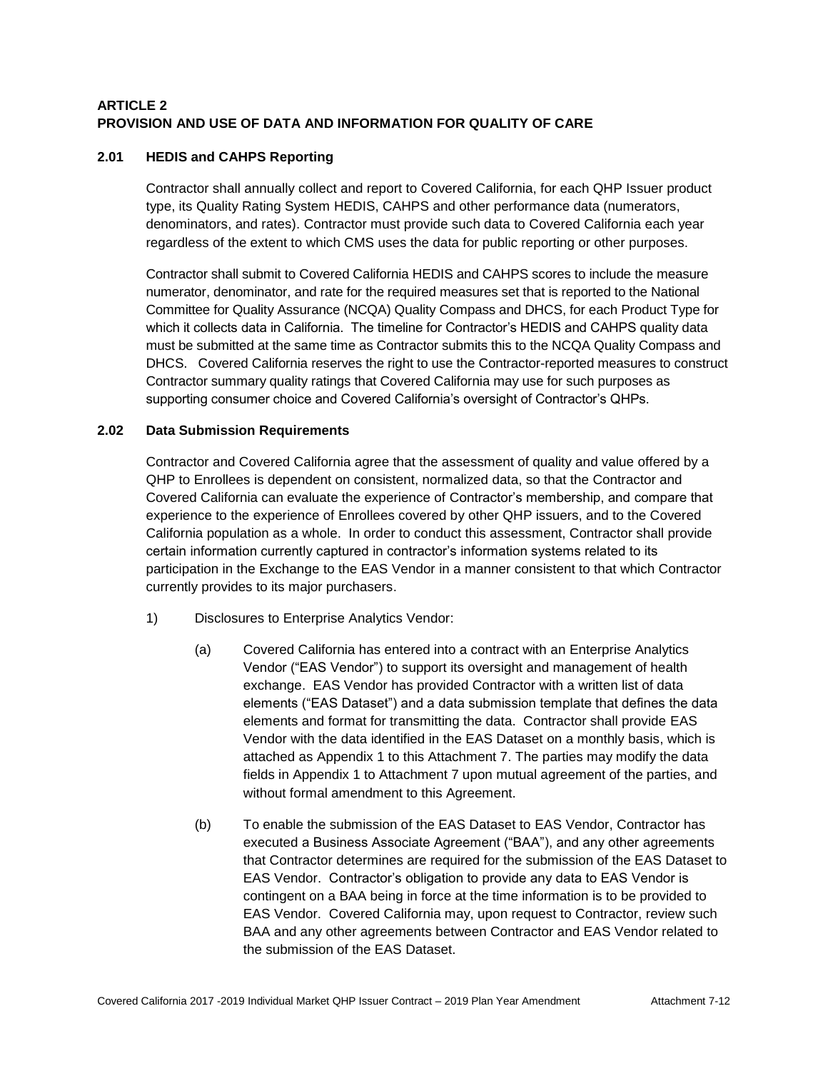## ARTICLE 2
## PROVISION AND USE OF DATA AND INFORMATION FOR QUALITY OF CARE

### 2.01 HEDIS and CAHPS Reporting

Contractor shall annually collect and report to Covered California, for each QHP Issuer product type, its Quality Rating System HEDIS, CAHPS and other performance data (numerators, denominators, and rates). Contractor must provide such data to Covered California each year regardless of the extent to which CMS uses the data for public reporting or other purposes.

Contractor shall submit to Covered California HEDIS and CAHPS scores to include the measure numerator, denominator, and rate for the required measures set that is reported to the National Committee for Quality Assurance (NCQA) Quality Compass and DHCS, for each Product Type for which it collects data in California. The timeline for Contractor's HEDIS and CAHPS quality data must be submitted at the same time as Contractor submits this to the NCQA Quality Compass and DHCS. Covered California reserves the right to use the Contractor-reported measures to construct Contractor summary quality ratings that Covered California may use for such purposes as supporting consumer choice and Covered California's oversight of Contractor's QHPs.

### 2.02 Data Submission Requirements

Contractor and Covered California agree that the assessment of quality and value offered by a QHP to Enrollees is dependent on consistent, normalized data, so that the Contractor and Covered California can evaluate the experience of Contractor's membership, and compare that experience to the experience of Enrollees covered by other QHP issuers, and to the Covered California population as a whole. In order to conduct this assessment, Contractor shall provide certain information currently captured in contractor's information systems related to its participation in the Exchange to the EAS Vendor in a manner consistent to that which Contractor currently provides to its major purchasers.

1) Disclosures to Enterprise Analytics Vendor:

   (a) Covered California has entered into a contract with an Enterprise Analytics Vendor ("EAS Vendor") to support its oversight and management of health exchange. EAS Vendor has provided Contractor with a written list of data elements ("EAS Dataset") and a data submission template that defines the data elements and format for transmitting the data. Contractor shall provide EAS Vendor with the data identified in the EAS Dataset on a monthly basis, which is attached as Appendix 1 to this Attachment 7. The parties may modify the data fields in Appendix 1 to Attachment 7 upon mutual agreement of the parties, and without formal amendment to this Agreement.

   (b) To enable the submission of the EAS Dataset to EAS Vendor, Contractor has executed a Business Associate Agreement ("BAA"), and any other agreements that Contractor determines are required for the submission of the EAS Dataset to EAS Vendor. Contractor's obligation to provide any data to EAS Vendor is contingent on a BAA being in force at the time information is to be provided to EAS Vendor. Covered California may, upon request to Contractor, review such BAA and any other agreements between Contractor and EAS Vendor related to the submission of the EAS Dataset.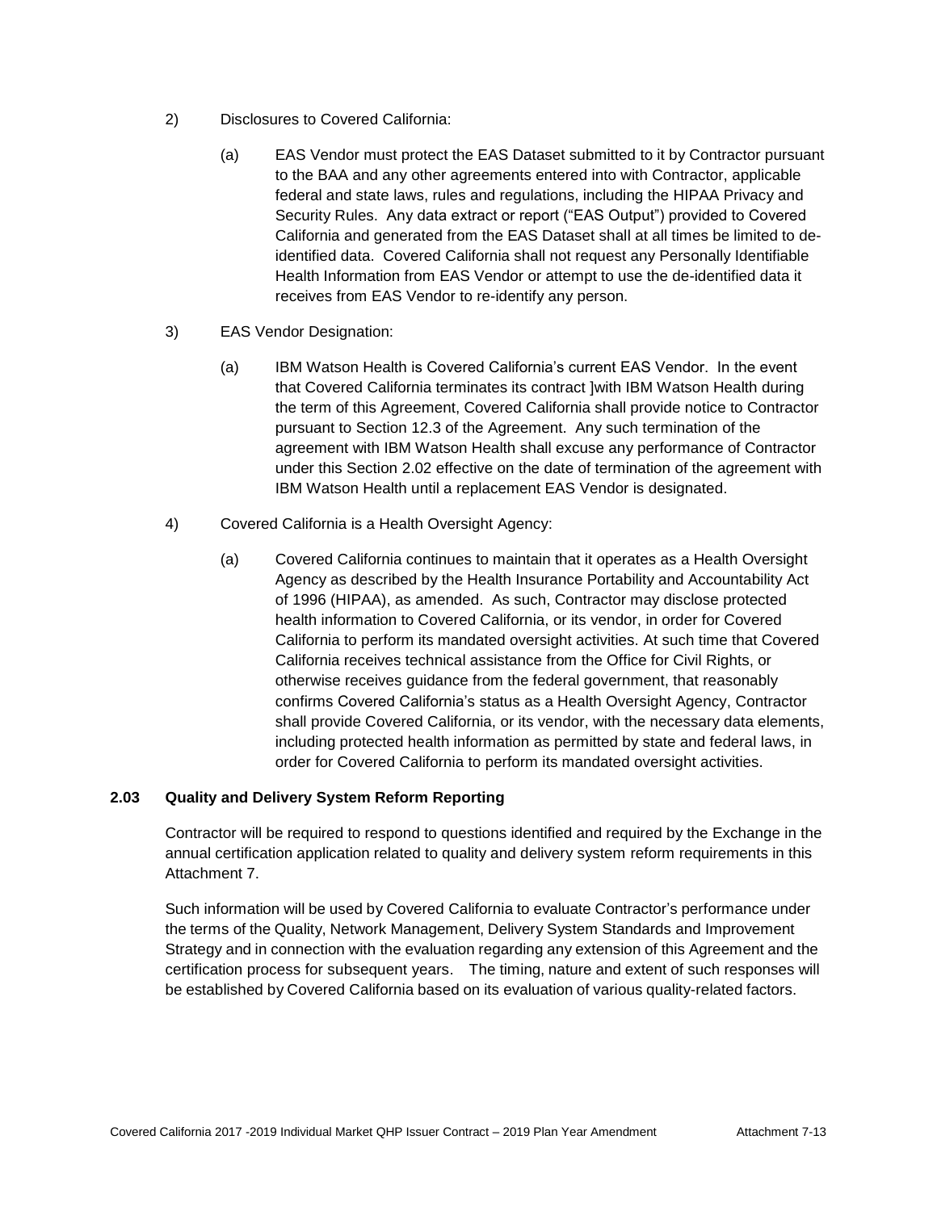2) Disclosures to Covered California:

   (a) EAS Vendor must protect the EAS Dataset submitted to it by Contractor pursuant to the BAA and any other agreements entered into with Contractor, applicable federal and state laws, rules and regulations, including the HIPAA Privacy and Security Rules. Any data extract or report ("EAS Output") provided to Covered California and generated from the EAS Dataset shall at all times be limited to de-identified data. Covered California shall not request any Personally Identifiable Health Information from EAS Vendor or attempt to use the de-identified data it receives from EAS Vendor to re-identify any person.

3) EAS Vendor Designation:

   (a) IBM Watson Health is Covered California's current EAS Vendor. In the event that Covered California terminates its contract ]with IBM Watson Health during the term of this Agreement, Covered California shall provide notice to Contractor pursuant to Section 12.3 of the Agreement. Any such termination of the agreement with IBM Watson Health shall excuse any performance of Contractor under this Section 2.02 effective on the date of termination of the agreement with IBM Watson Health until a replacement EAS Vendor is designated.

4) Covered California is a Health Oversight Agency:

   (a) Covered California continues to maintain that it operates as a Health Oversight Agency as described by the Health Insurance Portability and Accountability Act of 1996 (HIPAA), as amended. As such, Contractor may disclose protected health information to Covered California, or its vendor, in order for Covered California to perform its mandated oversight activities. At such time that Covered California receives technical assistance from the Office for Civil Rights, or otherwise receives guidance from the federal government, that reasonably confirms Covered California's status as a Health Oversight Agency, Contractor shall provide Covered California, or its vendor, with the necessary data elements, including protected health information as permitted by state and federal laws, in order for Covered California to perform its mandated oversight activities.

**2.03 Quality and Delivery System Reform Reporting**

Contractor will be required to respond to questions identified and required by the Exchange in the annual certification application related to quality and delivery system reform requirements in this Attachment 7.

Such information will be used by Covered California to evaluate Contractor's performance under the terms of the Quality, Network Management, Delivery System Standards and Improvement Strategy and in connection with the evaluation regarding any extension of this Agreement and the certification process for subsequent years. The timing, nature and extent of such responses will be established by Covered California based on its evaluation of various quality-related factors.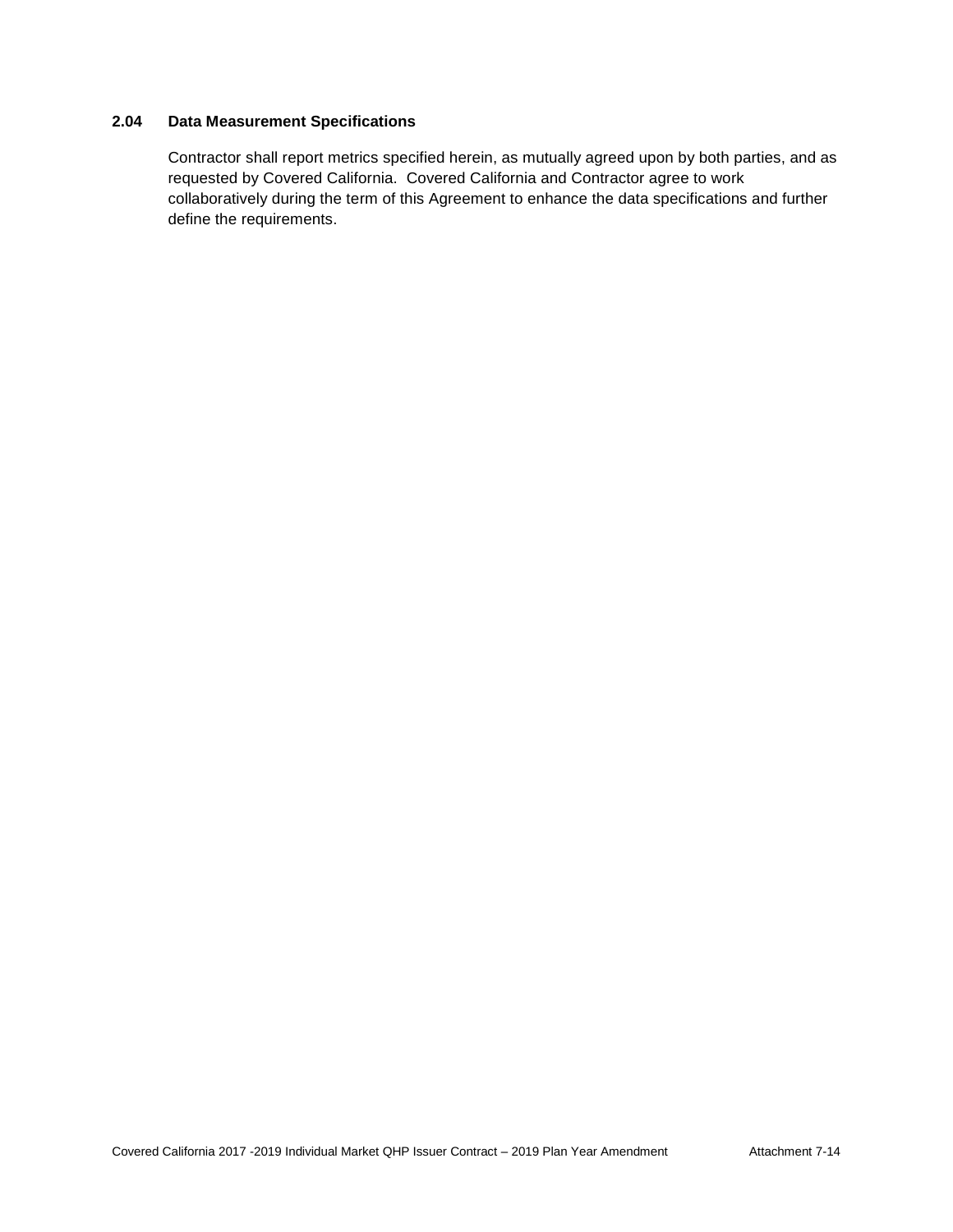### 2.04 Data Measurement Specifications

Contractor shall report metrics specified herein, as mutually agreed upon by both parties, and as requested by Covered California. Covered California and Contractor agree to work collaboratively during the term of this Agreement to enhance the data specifications and further define the requirements.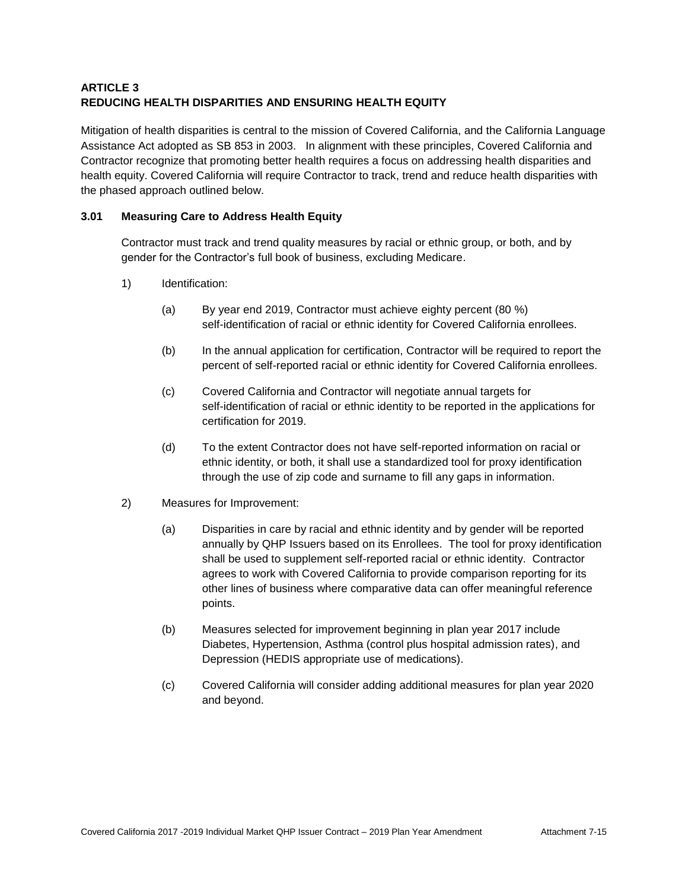**ARTICLE 3**
**REDUCING HEALTH DISPARITIES AND ENSURING HEALTH EQUITY**

Mitigation of health disparities is central to the mission of Covered California, and the California Language Assistance Act adopted as SB 853 in 2003. In alignment with these principles, Covered California and Contractor recognize that promoting better health requires a focus on addressing health disparities and health equity. Covered California will require Contractor to track, trend and reduce health disparities with the phased approach outlined below.

**3.01 Measuring Care to Address Health Equity**

Contractor must track and trend quality measures by racial or ethnic group, or both, and by gender for the Contractor's full book of business, excluding Medicare.

1) Identification:

   (a) By year end 2019, Contractor must achieve eighty percent (80 %) self-identification of racial or ethnic identity for Covered California enrollees.

   (b) In the annual application for certification, Contractor will be required to report the percent of self-reported racial or ethnic identity for Covered California enrollees.

   (c) Covered California and Contractor will negotiate annual targets for self-identification of racial or ethnic identity to be reported in the applications for certification for 2019.

   (d) To the extent Contractor does not have self-reported information on racial or ethnic identity, or both, it shall use a standardized tool for proxy identification through the use of zip code and surname to fill any gaps in information.

2) Measures for Improvement:

   (a) Disparities in care by racial and ethnic identity and by gender will be reported annually by QHP Issuers based on its Enrollees. The tool for proxy identification shall be used to supplement self-reported racial or ethnic identity. Contractor agrees to work with Covered California to provide comparison reporting for its other lines of business where comparative data can offer meaningful reference points.

   (b) Measures selected for improvement beginning in plan year 2017 include Diabetes, Hypertension, Asthma (control plus hospital admission rates), and Depression (HEDIS appropriate use of medications).

   (c) Covered California will consider adding additional measures for plan year 2020 and beyond.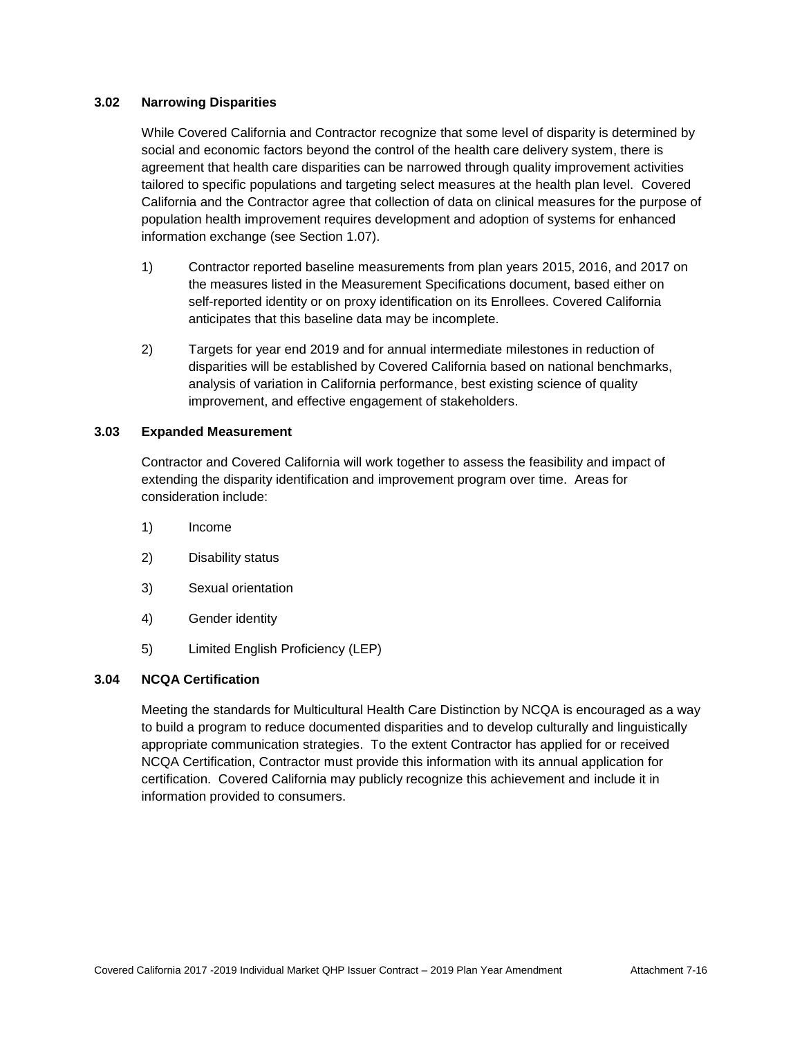### 3.02 Narrowing Disparities

While Covered California and Contractor recognize that some level of disparity is determined by social and economic factors beyond the control of the health care delivery system, there is agreement that health care disparities can be narrowed through quality improvement activities tailored to specific populations and targeting select measures at the health plan level. Covered California and the Contractor agree that collection of data on clinical measures for the purpose of population health improvement requires development and adoption of systems for enhanced information exchange (see Section 1.07).

1) Contractor reported baseline measurements from plan years 2015, 2016, and 2017 on the measures listed in the Measurement Specifications document, based either on self-reported identity or on proxy identification on its Enrollees. Covered California anticipates that this baseline data may be incomplete.

2) Targets for year end 2019 and for annual intermediate milestones in reduction of disparities will be established by Covered California based on national benchmarks, analysis of variation in California performance, best existing science of quality improvement, and effective engagement of stakeholders.

### 3.03 Expanded Measurement

Contractor and Covered California will work together to assess the feasibility and impact of extending the disparity identification and improvement program over time. Areas for consideration include:

1) Income

2) Disability status

3) Sexual orientation

4) Gender identity

5) Limited English Proficiency (LEP)

### 3.04 NCQA Certification

Meeting the standards for Multicultural Health Care Distinction by NCQA is encouraged as a way to build a program to reduce documented disparities and to develop culturally and linguistically appropriate communication strategies. To the extent Contractor has applied for or received NCQA Certification, Contractor must provide this information with its annual application for certification. Covered California may publicly recognize this achievement and include it in information provided to consumers.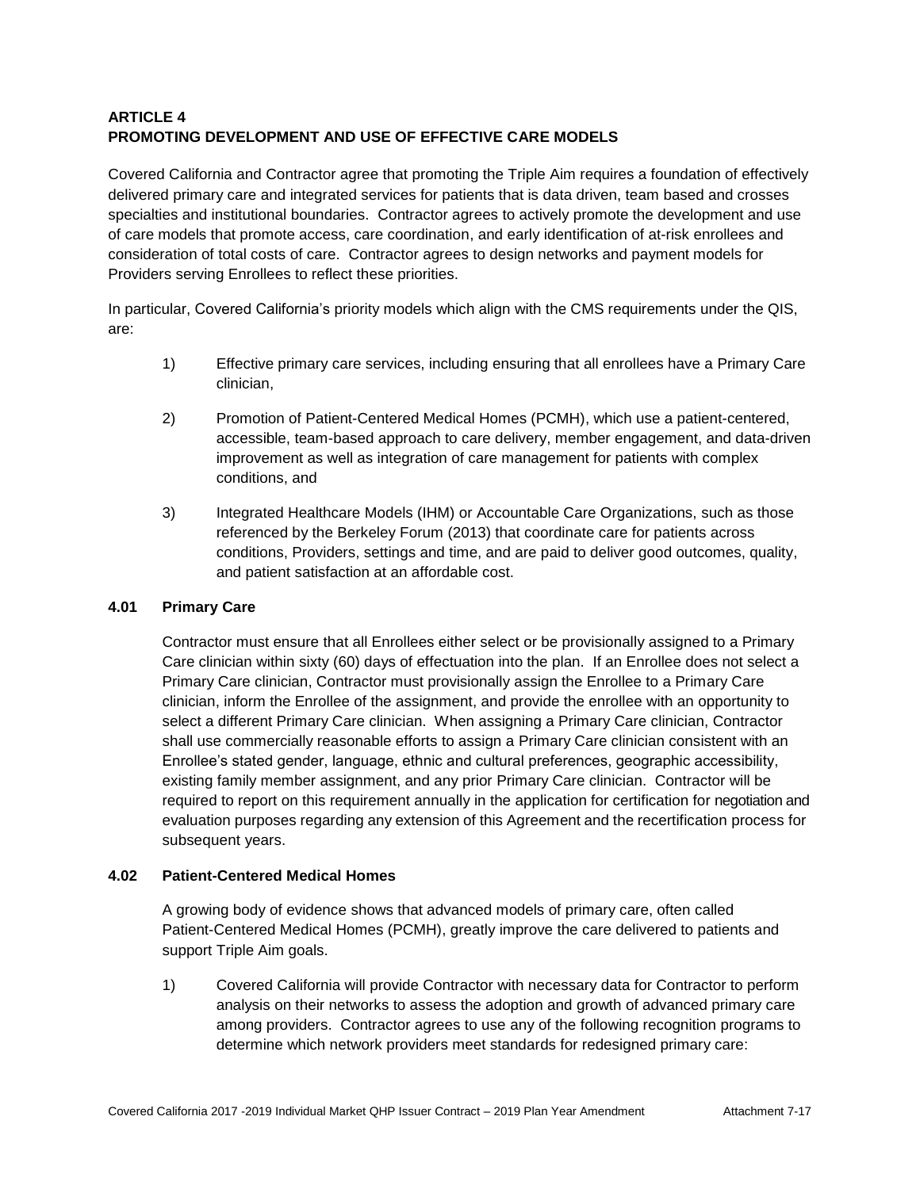## ARTICLE 4
## PROMOTING DEVELOPMENT AND USE OF EFFECTIVE CARE MODELS

Covered California and Contractor agree that promoting the Triple Aim requires a foundation of effectively delivered primary care and integrated services for patients that is data driven, team based and crosses specialties and institutional boundaries. Contractor agrees to actively promote the development and use of care models that promote access, care coordination, and early identification of at-risk enrollees and consideration of total costs of care. Contractor agrees to design networks and payment models for Providers serving Enrollees to reflect these priorities.

In particular, Covered California's priority models which align with the CMS requirements under the QIS, are:

1) Effective primary care services, including ensuring that all enrollees have a Primary Care clinician,

2) Promotion of Patient-Centered Medical Homes (PCMH), which use a patient-centered, accessible, team-based approach to care delivery, member engagement, and data-driven improvement as well as integration of care management for patients with complex conditions, and

3) Integrated Healthcare Models (IHM) or Accountable Care Organizations, such as those referenced by the Berkeley Forum (2013) that coordinate care for patients across conditions, Providers, settings and time, and are paid to deliver good outcomes, quality, and patient satisfaction at an affordable cost.

### 4.01 Primary Care

Contractor must ensure that all Enrollees either select or be provisionally assigned to a Primary Care clinician within sixty (60) days of effectuation into the plan. If an Enrollee does not select a Primary Care clinician, Contractor must provisionally assign the Enrollee to a Primary Care clinician, inform the Enrollee of the assignment, and provide the enrollee with an opportunity to select a different Primary Care clinician. When assigning a Primary Care clinician, Contractor shall use commercially reasonable efforts to assign a Primary Care clinician consistent with an Enrollee's stated gender, language, ethnic and cultural preferences, geographic accessibility, existing family member assignment, and any prior Primary Care clinician. Contractor will be required to report on this requirement annually in the application for certification for negotiation and evaluation purposes regarding any extension of this Agreement and the recertification process for subsequent years.

### 4.02 Patient-Centered Medical Homes

A growing body of evidence shows that advanced models of primary care, often called Patient-Centered Medical Homes (PCMH), greatly improve the care delivered to patients and support Triple Aim goals.

1) Covered California will provide Contractor with necessary data for Contractor to perform analysis on their networks to assess the adoption and growth of advanced primary care among providers. Contractor agrees to use any of the following recognition programs to determine which network providers meet standards for redesigned primary care: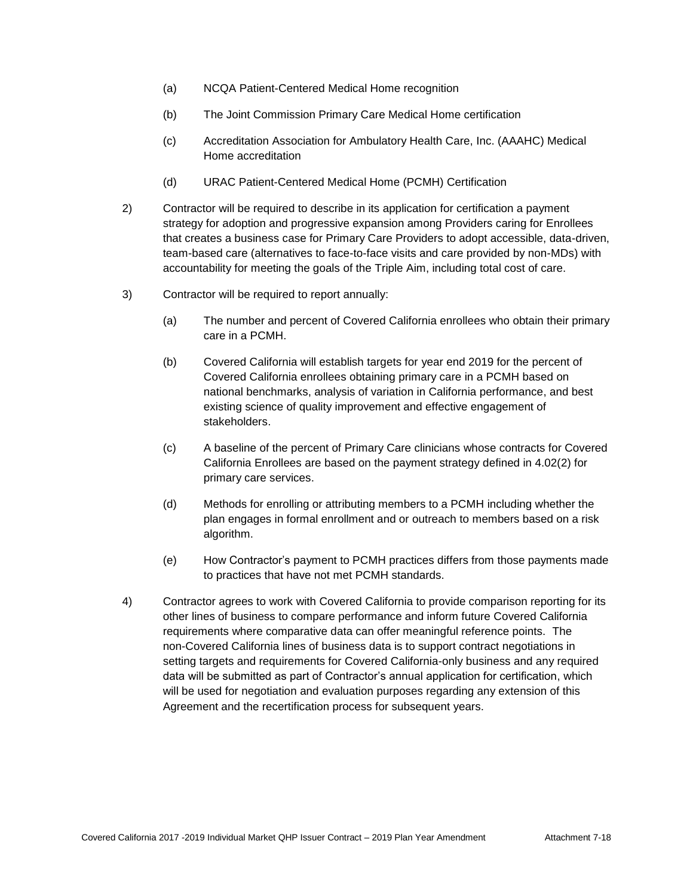(a) NCQA Patient-Centered Medical Home recognition

(b) The Joint Commission Primary Care Medical Home certification

(c) Accreditation Association for Ambulatory Health Care, Inc. (AAAHC) Medical Home accreditation

(d) URAC Patient-Centered Medical Home (PCMH) Certification

2) Contractor will be required to describe in its application for certification a payment strategy for adoption and progressive expansion among Providers caring for Enrollees that creates a business case for Primary Care Providers to adopt accessible, data-driven, team-based care (alternatives to face-to-face visits and care provided by non-MDs) with accountability for meeting the goals of the Triple Aim, including total cost of care.

3) Contractor will be required to report annually:

(a) The number and percent of Covered California enrollees who obtain their primary care in a PCMH.

(b) Covered California will establish targets for year end 2019 for the percent of Covered California enrollees obtaining primary care in a PCMH based on national benchmarks, analysis of variation in California performance, and best existing science of quality improvement and effective engagement of stakeholders.

(c) A baseline of the percent of Primary Care clinicians whose contracts for Covered California Enrollees are based on the payment strategy defined in 4.02(2) for primary care services.

(d) Methods for enrolling or attributing members to a PCMH including whether the plan engages in formal enrollment and or outreach to members based on a risk algorithm.

(e) How Contractor's payment to PCMH practices differs from those payments made to practices that have not met PCMH standards.

4) Contractor agrees to work with Covered California to provide comparison reporting for its other lines of business to compare performance and inform future Covered California requirements where comparative data can offer meaningful reference points. The non-Covered California lines of business data is to support contract negotiations in setting targets and requirements for Covered California-only business and any required data will be submitted as part of Contractor's annual application for certification, which will be used for negotiation and evaluation purposes regarding any extension of this Agreement and the recertification process for subsequent years.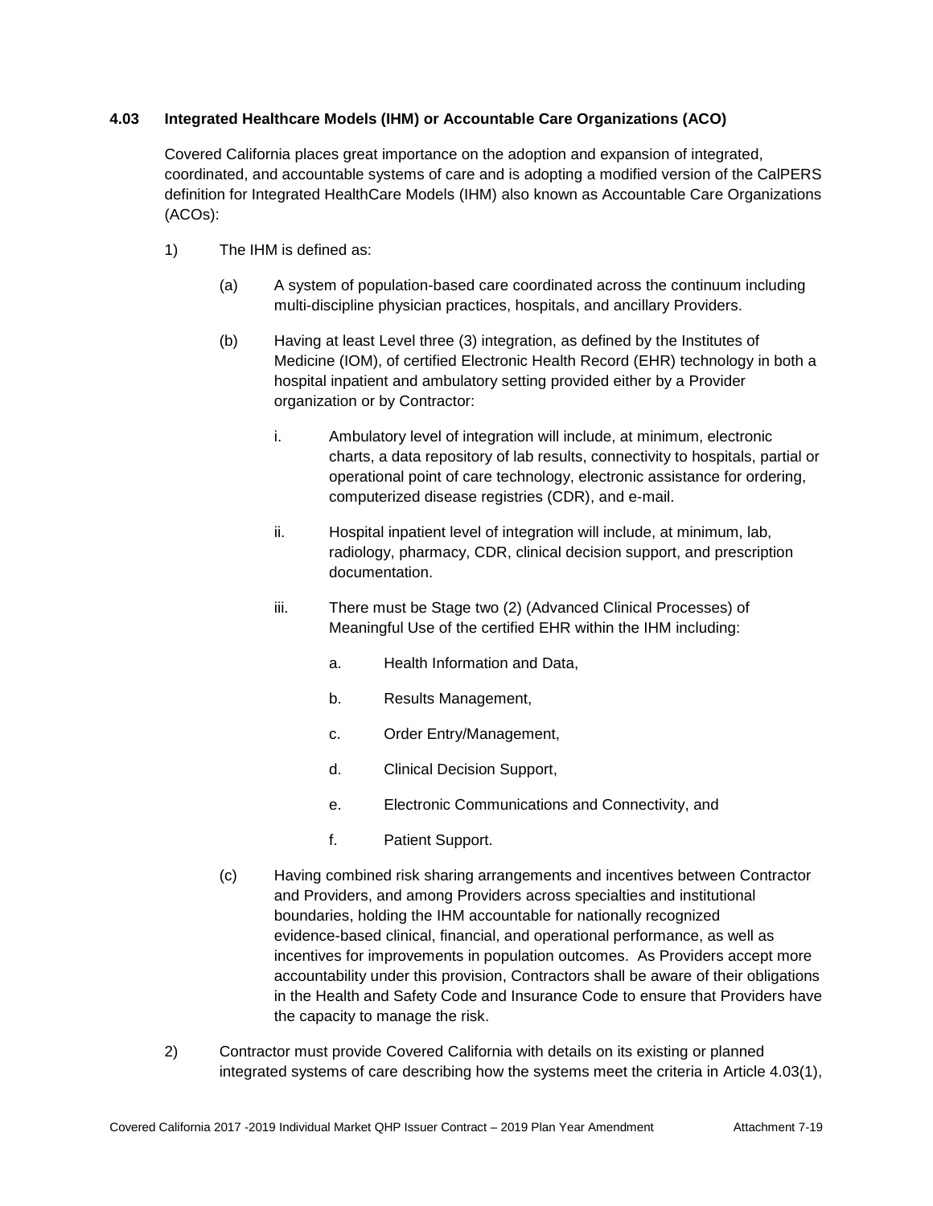### 4.03 Integrated Healthcare Models (IHM) or Accountable Care Organizations (ACO)

Covered California places great importance on the adoption and expansion of integrated, coordinated, and accountable systems of care and is adopting a modified version of the CalPERS definition for Integrated HealthCare Models (IHM) also known as Accountable Care Organizations (ACOs):

1) The IHM is defined as:

   (a) A system of population-based care coordinated across the continuum including multi-discipline physician practices, hospitals, and ancillary Providers.

   (b) Having at least Level three (3) integration, as defined by the Institutes of Medicine (IOM), of certified Electronic Health Record (EHR) technology in both a hospital inpatient and ambulatory setting provided either by a Provider organization or by Contractor:

      i. Ambulatory level of integration will include, at minimum, electronic charts, a data repository of lab results, connectivity to hospitals, partial or operational point of care technology, electronic assistance for ordering, computerized disease registries (CDR), and e-mail.

      ii. Hospital inpatient level of integration will include, at minimum, lab, radiology, pharmacy, CDR, clinical decision support, and prescription documentation.

      iii. There must be Stage two (2) (Advanced Clinical Processes) of Meaningful Use of the certified EHR within the IHM including:

         a. Health Information and Data,

         b. Results Management,

         c. Order Entry/Management,

         d. Clinical Decision Support,

         e. Electronic Communications and Connectivity, and

         f. Patient Support.

   (c) Having combined risk sharing arrangements and incentives between Contractor and Providers, and among Providers across specialties and institutional boundaries, holding the IHM accountable for nationally recognized evidence-based clinical, financial, and operational performance, as well as incentives for improvements in population outcomes. As Providers accept more accountability under this provision, Contractors shall be aware of their obligations in the Health and Safety Code and Insurance Code to ensure that Providers have the capacity to manage the risk.

2) Contractor must provide Covered California with details on its existing or planned integrated systems of care describing how the systems meet the criteria in Article 4.03(1),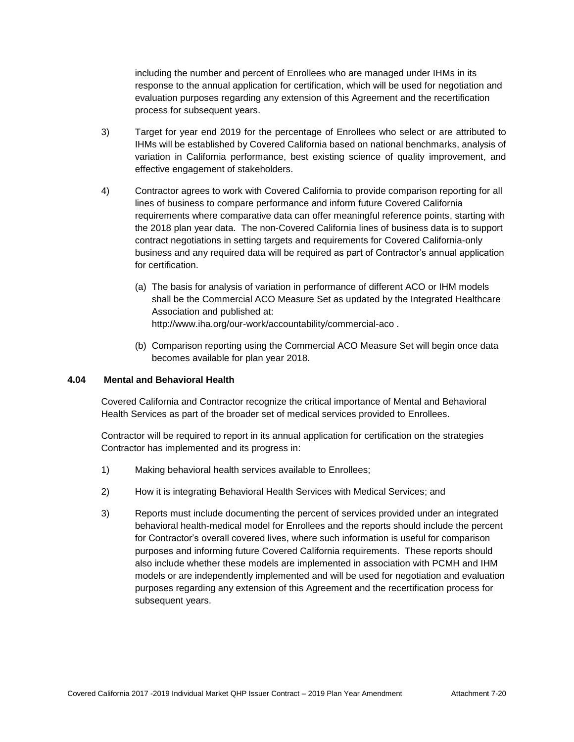including the number and percent of Enrollees who are managed under IHMs in its response to the annual application for certification, which will be used for negotiation and evaluation purposes regarding any extension of this Agreement and the recertification process for subsequent years.

3) Target for year end 2019 for the percentage of Enrollees who select or are attributed to IHMs will be established by Covered California based on national benchmarks, analysis of variation in California performance, best existing science of quality improvement, and effective engagement of stakeholders.

4) Contractor agrees to work with Covered California to provide comparison reporting for all lines of business to compare performance and inform future Covered California requirements where comparative data can offer meaningful reference points, starting with the 2018 plan year data. The non-Covered California lines of business data is to support contract negotiations in setting targets and requirements for Covered California-only business and any required data will be required as part of Contractor's annual application for certification.

   (a) The basis for analysis of variation in performance of different ACO or IHM models shall be the Commercial ACO Measure Set as updated by the Integrated Healthcare Association and published at: http://www.iha.org/our-work/accountability/commercial-aco .

   (b) Comparison reporting using the Commercial ACO Measure Set will begin once data becomes available for plan year 2018.

### 4.04 Mental and Behavioral Health

Covered California and Contractor recognize the critical importance of Mental and Behavioral Health Services as part of the broader set of medical services provided to Enrollees.

Contractor will be required to report in its annual application for certification on the strategies Contractor has implemented and its progress in:

1) Making behavioral health services available to Enrollees;

2) How it is integrating Behavioral Health Services with Medical Services; and

3) Reports must include documenting the percent of services provided under an integrated behavioral health-medical model for Enrollees and the reports should include the percent for Contractor's overall covered lives, where such information is useful for comparison purposes and informing future Covered California requirements. These reports should also include whether these models are implemented in association with PCMH and IHM models or are independently implemented and will be used for negotiation and evaluation purposes regarding any extension of this Agreement and the recertification process for subsequent years.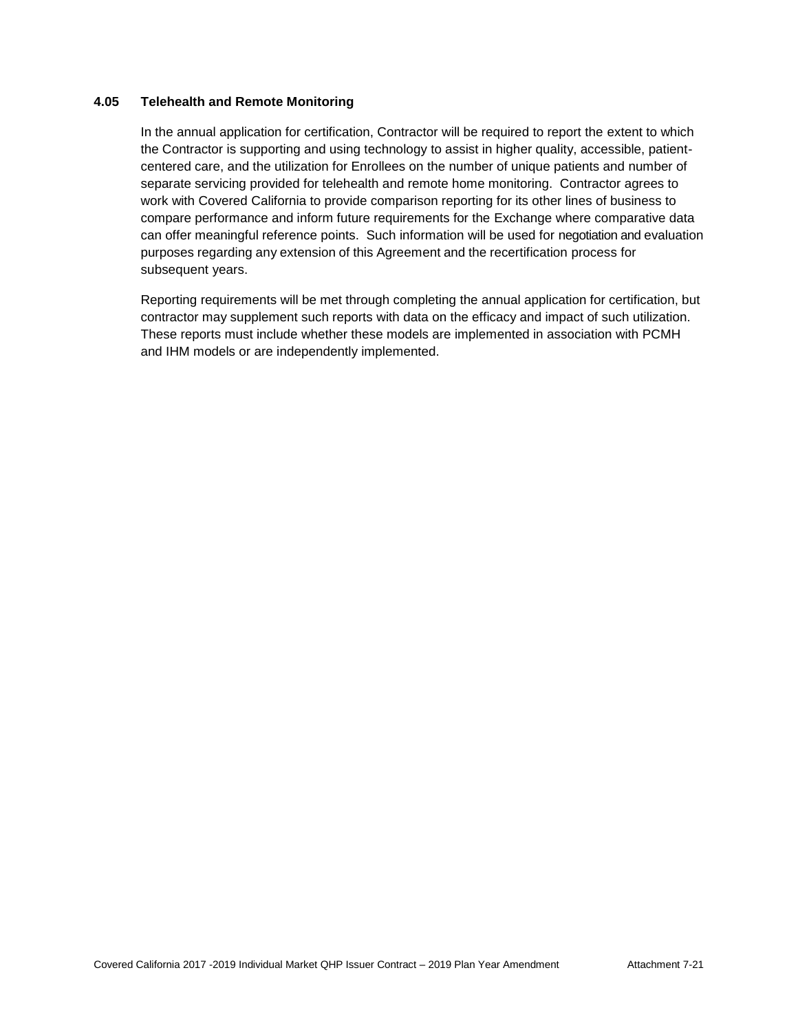### 4.05 Telehealth and Remote Monitoring

In the annual application for certification, Contractor will be required to report the extent to which the Contractor is supporting and using technology to assist in higher quality, accessible, patient-centered care, and the utilization for Enrollees on the number of unique patients and number of separate servicing provided for telehealth and remote home monitoring. Contractor agrees to work with Covered California to provide comparison reporting for its other lines of business to compare performance and inform future requirements for the Exchange where comparative data can offer meaningful reference points. Such information will be used for negotiation and evaluation purposes regarding any extension of this Agreement and the recertification process for subsequent years.

Reporting requirements will be met through completing the annual application for certification, but contractor may supplement such reports with data on the efficacy and impact of such utilization. These reports must include whether these models are implemented in association with PCMH and IHM models or are independently implemented.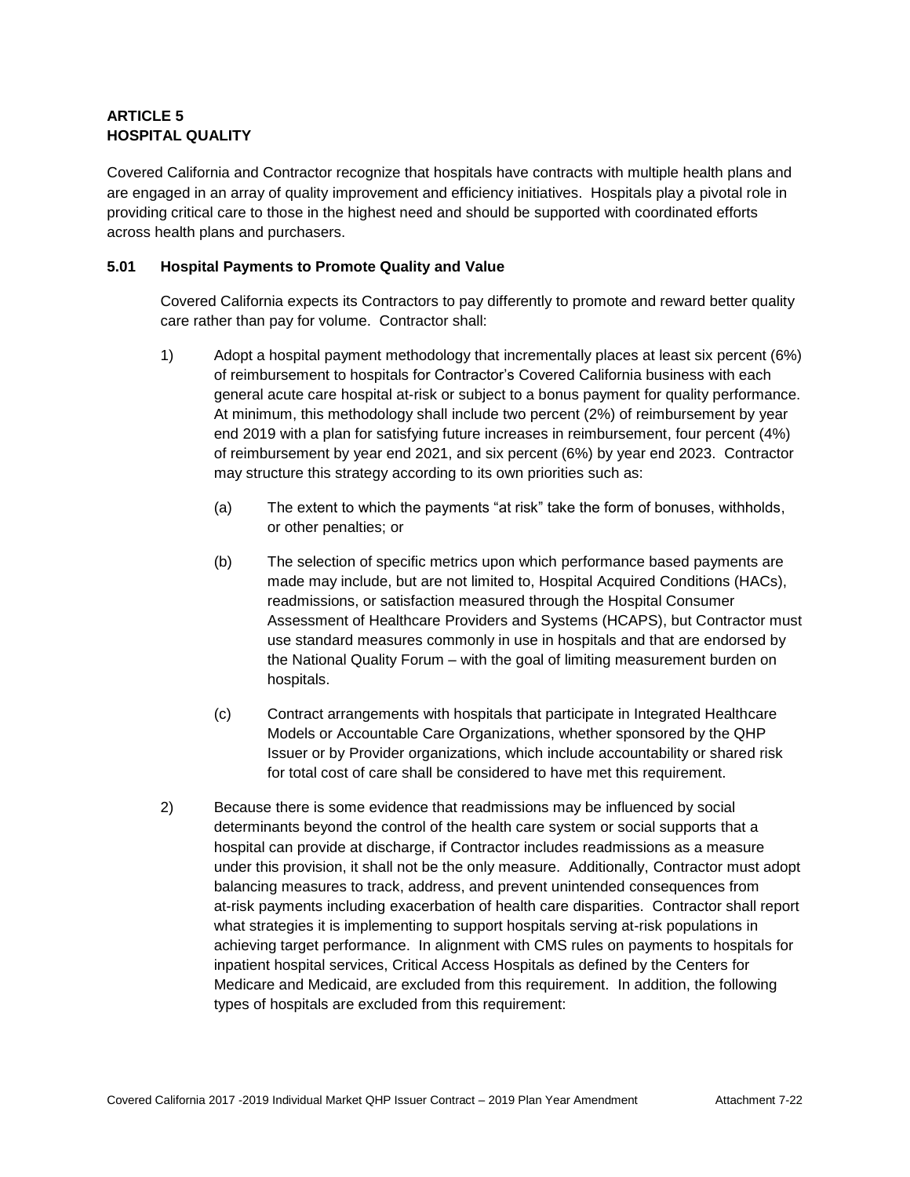**ARTICLE 5**
**HOSPITAL QUALITY**

Covered California and Contractor recognize that hospitals have contracts with multiple health plans and are engaged in an array of quality improvement and efficiency initiatives. Hospitals play a pivotal role in providing critical care to those in the highest need and should be supported with coordinated efforts across health plans and purchasers.

**5.01 Hospital Payments to Promote Quality and Value**

Covered California expects its Contractors to pay differently to promote and reward better quality care rather than pay for volume. Contractor shall:

1) Adopt a hospital payment methodology that incrementally places at least six percent (6%) of reimbursement to hospitals for Contractor's Covered California business with each general acute care hospital at-risk or subject to a bonus payment for quality performance. At minimum, this methodology shall include two percent (2%) of reimbursement by year end 2019 with a plan for satisfying future increases in reimbursement, four percent (4%) of reimbursement by year end 2021, and six percent (6%) by year end 2023. Contractor may structure this strategy according to its own priorities such as:

   (a) The extent to which the payments "at risk" take the form of bonuses, withholds, or other penalties; or

   (b) The selection of specific metrics upon which performance based payments are made may include, but are not limited to, Hospital Acquired Conditions (HACs), readmissions, or satisfaction measured through the Hospital Consumer Assessment of Healthcare Providers and Systems (HCAPS), but Contractor must use standard measures commonly in use in hospitals and that are endorsed by the National Quality Forum – with the goal of limiting measurement burden on hospitals.

   (c) Contract arrangements with hospitals that participate in Integrated Healthcare Models or Accountable Care Organizations, whether sponsored by the QHP Issuer or by Provider organizations, which include accountability or shared risk for total cost of care shall be considered to have met this requirement.

2) Because there is some evidence that readmissions may be influenced by social determinants beyond the control of the health care system or social supports that a hospital can provide at discharge, if Contractor includes readmissions as a measure under this provision, it shall not be the only measure. Additionally, Contractor must adopt balancing measures to track, address, and prevent unintended consequences from at-risk payments including exacerbation of health care disparities. Contractor shall report what strategies it is implementing to support hospitals serving at-risk populations in achieving target performance. In alignment with CMS rules on payments to hospitals for inpatient hospital services, Critical Access Hospitals as defined by the Centers for Medicare and Medicaid, are excluded from this requirement. In addition, the following types of hospitals are excluded from this requirement: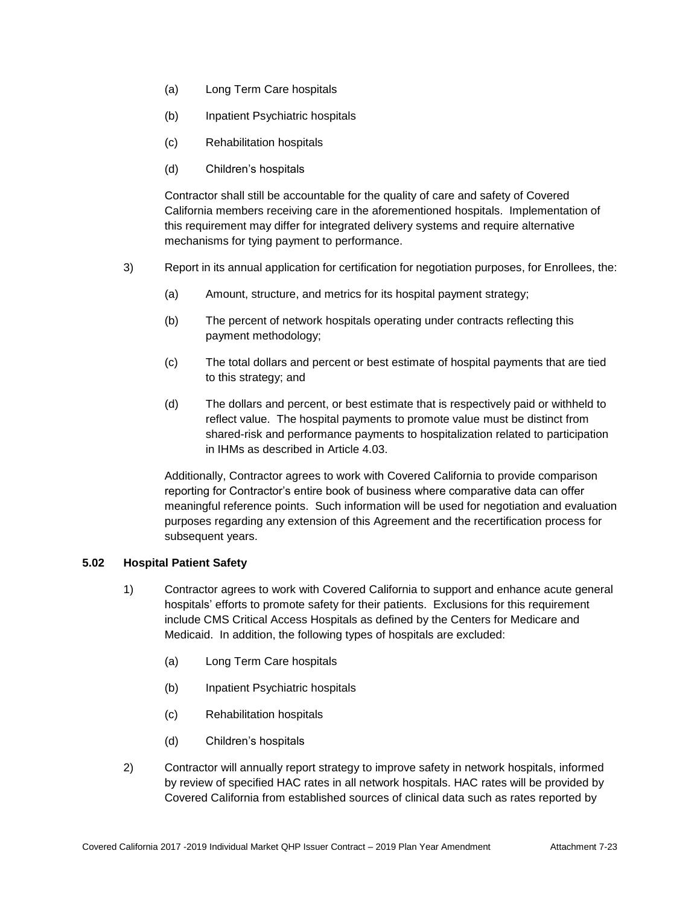(a) Long Term Care hospitals

(b) Inpatient Psychiatric hospitals

(c) Rehabilitation hospitals

(d) Children's hospitals

Contractor shall still be accountable for the quality of care and safety of Covered California members receiving care in the aforementioned hospitals. Implementation of this requirement may differ for integrated delivery systems and require alternative mechanisms for tying payment to performance.

3) Report in its annual application for certification for negotiation purposes, for Enrollees, the:

(a) Amount, structure, and metrics for its hospital payment strategy;

(b) The percent of network hospitals operating under contracts reflecting this payment methodology;

(c) The total dollars and percent or best estimate of hospital payments that are tied to this strategy; and

(d) The dollars and percent, or best estimate that is respectively paid or withheld to reflect value. The hospital payments to promote value must be distinct from shared-risk and performance payments to hospitalization related to participation in IHMs as described in Article 4.03.

Additionally, Contractor agrees to work with Covered California to provide comparison reporting for Contractor's entire book of business where comparative data can offer meaningful reference points. Such information will be used for negotiation and evaluation purposes regarding any extension of this Agreement and the recertification process for subsequent years.

**5.02 Hospital Patient Safety**

1) Contractor agrees to work with Covered California to support and enhance acute general hospitals' efforts to promote safety for their patients. Exclusions for this requirement include CMS Critical Access Hospitals as defined by the Centers for Medicare and Medicaid. In addition, the following types of hospitals are excluded:

(a) Long Term Care hospitals

(b) Inpatient Psychiatric hospitals

(c) Rehabilitation hospitals

(d) Children's hospitals

2) Contractor will annually report strategy to improve safety in network hospitals, informed by review of specified HAC rates in all network hospitals. HAC rates will be provided by Covered California from established sources of clinical data such as rates reported by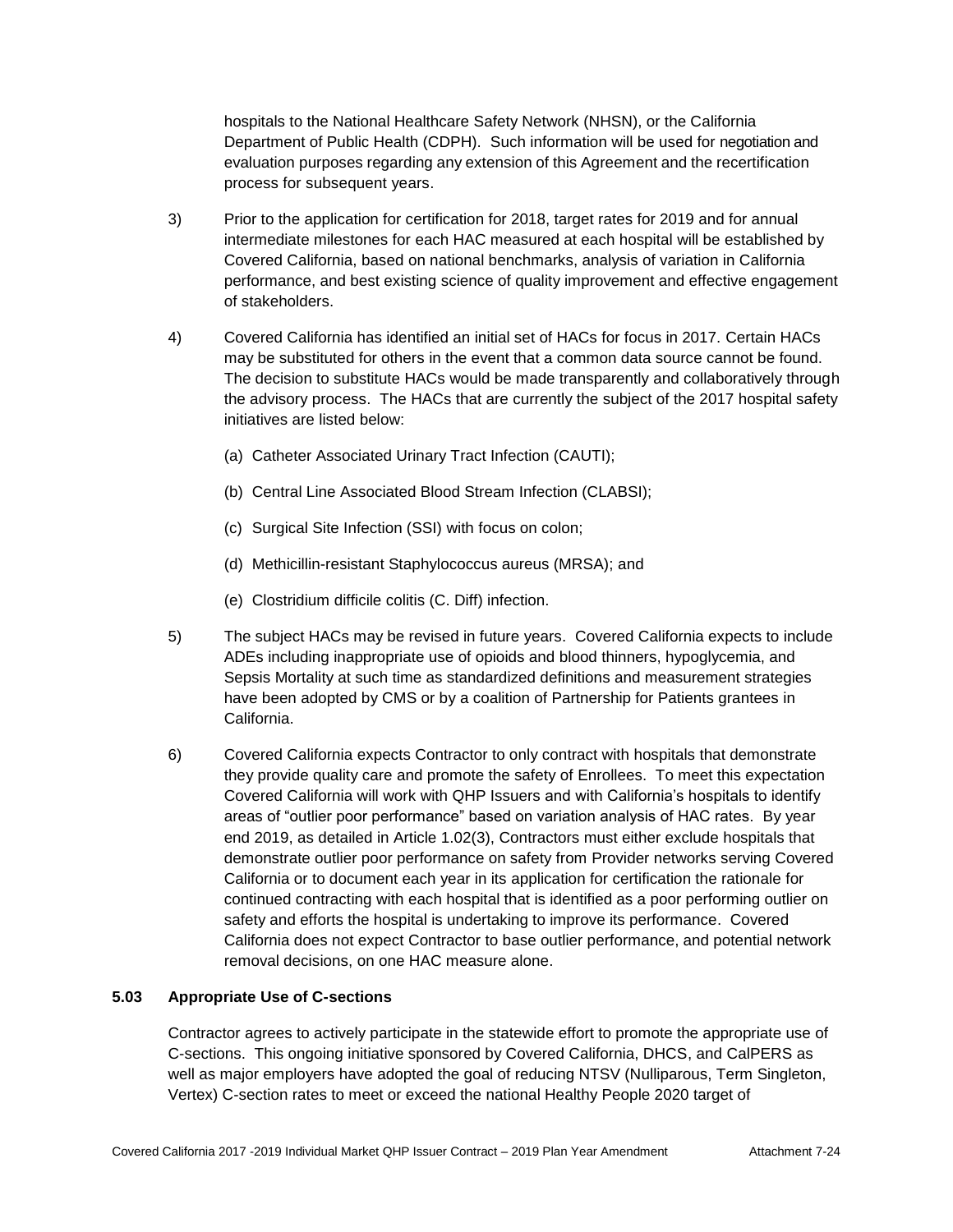hospitals to the National Healthcare Safety Network (NHSN), or the California Department of Public Health (CDPH). Such information will be used for negotiation and evaluation purposes regarding any extension of this Agreement and the recertification process for subsequent years.

3) Prior to the application for certification for 2018, target rates for 2019 and for annual intermediate milestones for each HAC measured at each hospital will be established by Covered California, based on national benchmarks, analysis of variation in California performance, and best existing science of quality improvement and effective engagement of stakeholders.

4) Covered California has identified an initial set of HACs for focus in 2017. Certain HACs may be substituted for others in the event that a common data source cannot be found. The decision to substitute HACs would be made transparently and collaboratively through the advisory process. The HACs that are currently the subject of the 2017 hospital safety initiatives are listed below:

   (a) Catheter Associated Urinary Tract Infection (CAUTI);

   (b) Central Line Associated Blood Stream Infection (CLABSI);

   (c) Surgical Site Infection (SSI) with focus on colon;

   (d) Methicillin-resistant Staphylococcus aureus (MRSA); and

   (e) Clostridium difficile colitis (C. Diff) infection.

5) The subject HACs may be revised in future years. Covered California expects to include ADEs including inappropriate use of opioids and blood thinners, hypoglycemia, and Sepsis Mortality at such time as standardized definitions and measurement strategies have been adopted by CMS or by a coalition of Partnership for Patients grantees in California.

6) Covered California expects Contractor to only contract with hospitals that demonstrate they provide quality care and promote the safety of Enrollees. To meet this expectation Covered California will work with QHP Issuers and with California's hospitals to identify areas of "outlier poor performance" based on variation analysis of HAC rates. By year end 2019, as detailed in Article 1.02(3), Contractors must either exclude hospitals that demonstrate outlier poor performance on safety from Provider networks serving Covered California or to document each year in its application for certification the rationale for continued contracting with each hospital that is identified as a poor performing outlier on safety and efforts the hospital is undertaking to improve its performance. Covered California does not expect Contractor to base outlier performance, and potential network removal decisions, on one HAC measure alone.

### 5.03 Appropriate Use of C-sections

Contractor agrees to actively participate in the statewide effort to promote the appropriate use of C-sections. This ongoing initiative sponsored by Covered California, DHCS, and CalPERS as well as major employers have adopted the goal of reducing NTSV (Nulliparous, Term Singleton, Vertex) C-section rates to meet or exceed the national Healthy People 2020 target of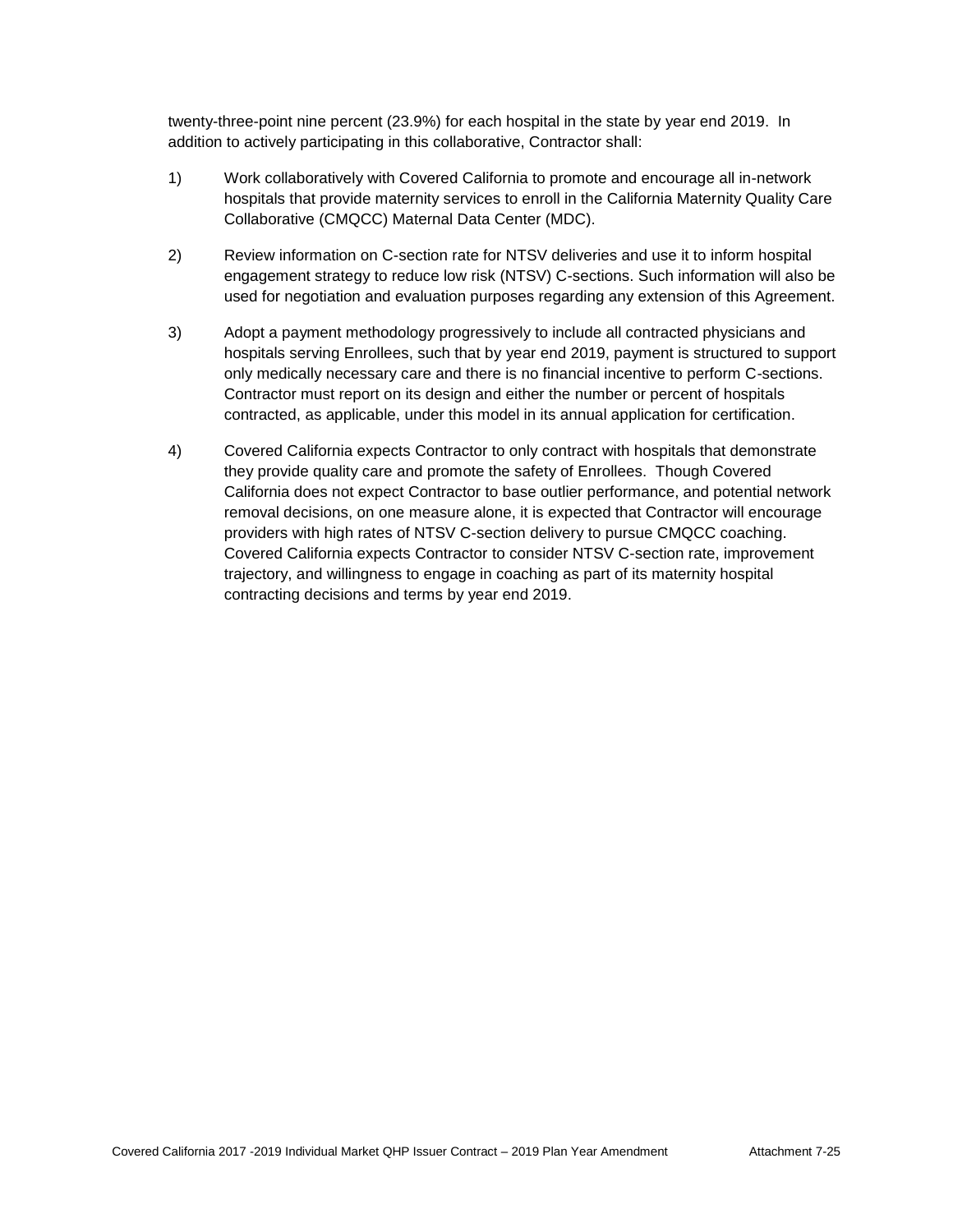twenty-three-point nine percent (23.9%) for each hospital in the state by year end 2019. In addition to actively participating in this collaborative, Contractor shall:

1) Work collaboratively with Covered California to promote and encourage all in-network hospitals that provide maternity services to enroll in the California Maternity Quality Care Collaborative (CMQCC) Maternal Data Center (MDC).

2) Review information on C-section rate for NTSV deliveries and use it to inform hospital engagement strategy to reduce low risk (NTSV) C-sections. Such information will also be used for negotiation and evaluation purposes regarding any extension of this Agreement.

3) Adopt a payment methodology progressively to include all contracted physicians and hospitals serving Enrollees, such that by year end 2019, payment is structured to support only medically necessary care and there is no financial incentive to perform C-sections. Contractor must report on its design and either the number or percent of hospitals contracted, as applicable, under this model in its annual application for certification.

4) Covered California expects Contractor to only contract with hospitals that demonstrate they provide quality care and promote the safety of Enrollees. Though Covered California does not expect Contractor to base outlier performance, and potential network removal decisions, on one measure alone, it is expected that Contractor will encourage providers with high rates of NTSV C-section delivery to pursue CMQCC coaching. Covered California expects Contractor to consider NTSV C-section rate, improvement trajectory, and willingness to engage in coaching as part of its maternity hospital contracting decisions and terms by year end 2019.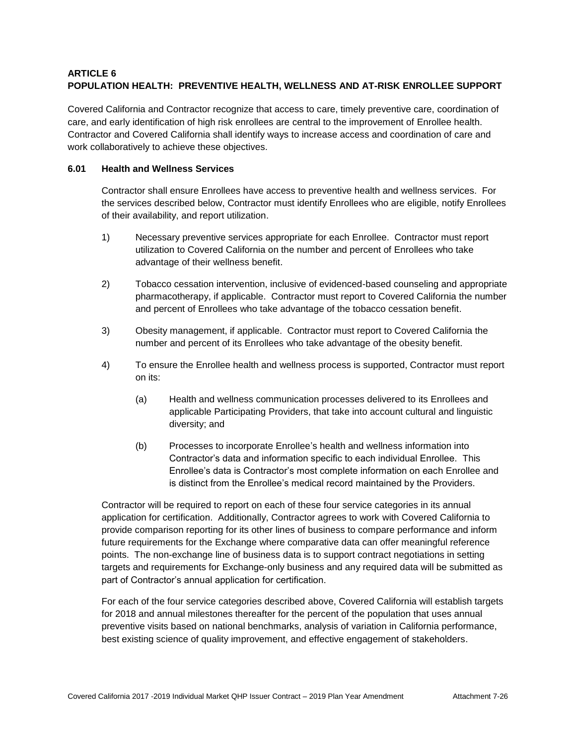## ARTICLE 6
## POPULATION HEALTH: PREVENTIVE HEALTH, WELLNESS AND AT-RISK ENROLLEE SUPPORT

Covered California and Contractor recognize that access to care, timely preventive care, coordination of care, and early identification of high risk enrollees are central to the improvement of Enrollee health. Contractor and Covered California shall identify ways to increase access and coordination of care and work collaboratively to achieve these objectives.

### 6.01 Health and Wellness Services

Contractor shall ensure Enrollees have access to preventive health and wellness services. For the services described below, Contractor must identify Enrollees who are eligible, notify Enrollees of their availability, and report utilization.

1) Necessary preventive services appropriate for each Enrollee. Contractor must report utilization to Covered California on the number and percent of Enrollees who take advantage of their wellness benefit.

2) Tobacco cessation intervention, inclusive of evidenced-based counseling and appropriate pharmacotherapy, if applicable. Contractor must report to Covered California the number and percent of Enrollees who take advantage of the tobacco cessation benefit.

3) Obesity management, if applicable. Contractor must report to Covered California the number and percent of its Enrollees who take advantage of the obesity benefit.

4) To ensure the Enrollee health and wellness process is supported, Contractor must report on its:

   (a) Health and wellness communication processes delivered to its Enrollees and applicable Participating Providers, that take into account cultural and linguistic diversity; and

   (b) Processes to incorporate Enrollee's health and wellness information into Contractor's data and information specific to each individual Enrollee. This Enrollee's data is Contractor's most complete information on each Enrollee and is distinct from the Enrollee's medical record maintained by the Providers.

Contractor will be required to report on each of these four service categories in its annual application for certification. Additionally, Contractor agrees to work with Covered California to provide comparison reporting for its other lines of business to compare performance and inform future requirements for the Exchange where comparative data can offer meaningful reference points. The non-exchange line of business data is to support contract negotiations in setting targets and requirements for Exchange-only business and any required data will be submitted as part of Contractor's annual application for certification.

For each of the four service categories described above, Covered California will establish targets for 2018 and annual milestones thereafter for the percent of the population that uses annual preventive visits based on national benchmarks, analysis of variation in California performance, best existing science of quality improvement, and effective engagement of stakeholders.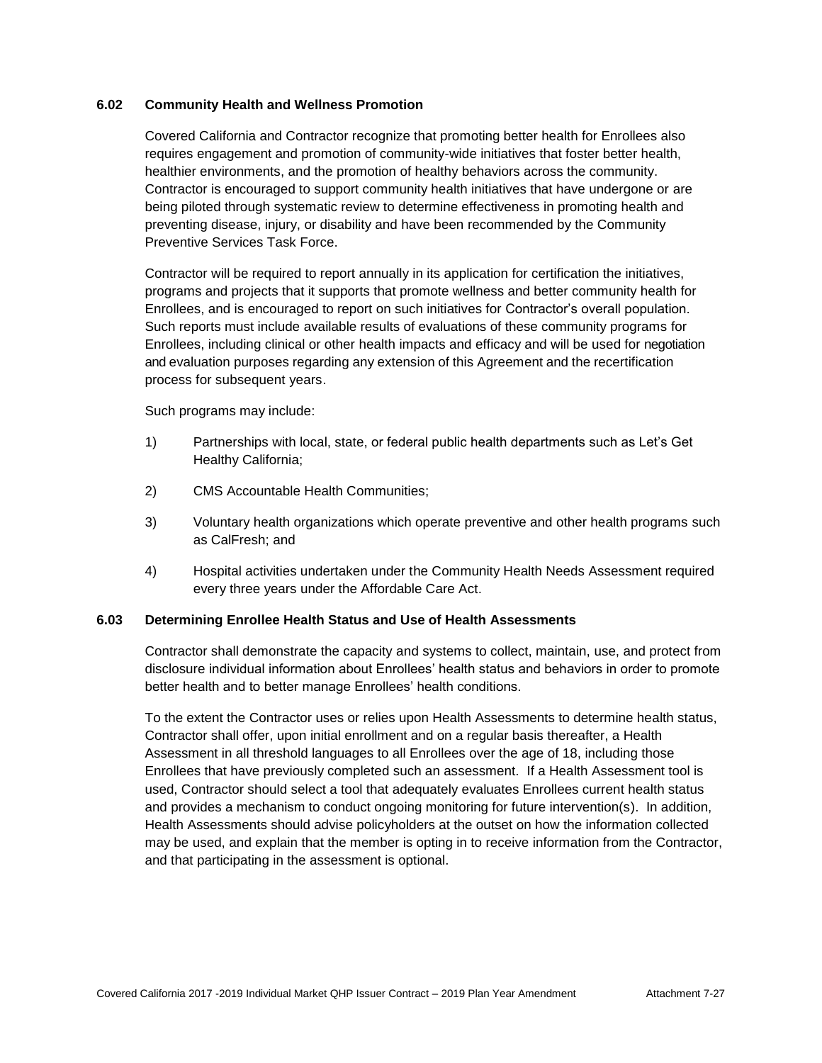### 6.02 Community Health and Wellness Promotion

Covered California and Contractor recognize that promoting better health for Enrollees also requires engagement and promotion of community-wide initiatives that foster better health, healthier environments, and the promotion of healthy behaviors across the community. Contractor is encouraged to support community health initiatives that have undergone or are being piloted through systematic review to determine effectiveness in promoting health and preventing disease, injury, or disability and have been recommended by the Community Preventive Services Task Force.

Contractor will be required to report annually in its application for certification the initiatives, programs and projects that it supports that promote wellness and better community health for Enrollees, and is encouraged to report on such initiatives for Contractor's overall population. Such reports must include available results of evaluations of these community programs for Enrollees, including clinical or other health impacts and efficacy and will be used for negotiation and evaluation purposes regarding any extension of this Agreement and the recertification process for subsequent years.

Such programs may include:

1) Partnerships with local, state, or federal public health departments such as Let's Get Healthy California;

2) CMS Accountable Health Communities;

3) Voluntary health organizations which operate preventive and other health programs such as CalFresh; and

4) Hospital activities undertaken under the Community Health Needs Assessment required every three years under the Affordable Care Act.

### 6.03 Determining Enrollee Health Status and Use of Health Assessments

Contractor shall demonstrate the capacity and systems to collect, maintain, use, and protect from disclosure individual information about Enrollees' health status and behaviors in order to promote better health and to better manage Enrollees' health conditions.

To the extent the Contractor uses or relies upon Health Assessments to determine health status, Contractor shall offer, upon initial enrollment and on a regular basis thereafter, a Health Assessment in all threshold languages to all Enrollees over the age of 18, including those Enrollees that have previously completed such an assessment. If a Health Assessment tool is used, Contractor should select a tool that adequately evaluates Enrollees current health status and provides a mechanism to conduct ongoing monitoring for future intervention(s). In addition, Health Assessments should advise policyholders at the outset on how the information collected may be used, and explain that the member is opting in to receive information from the Contractor, and that participating in the assessment is optional.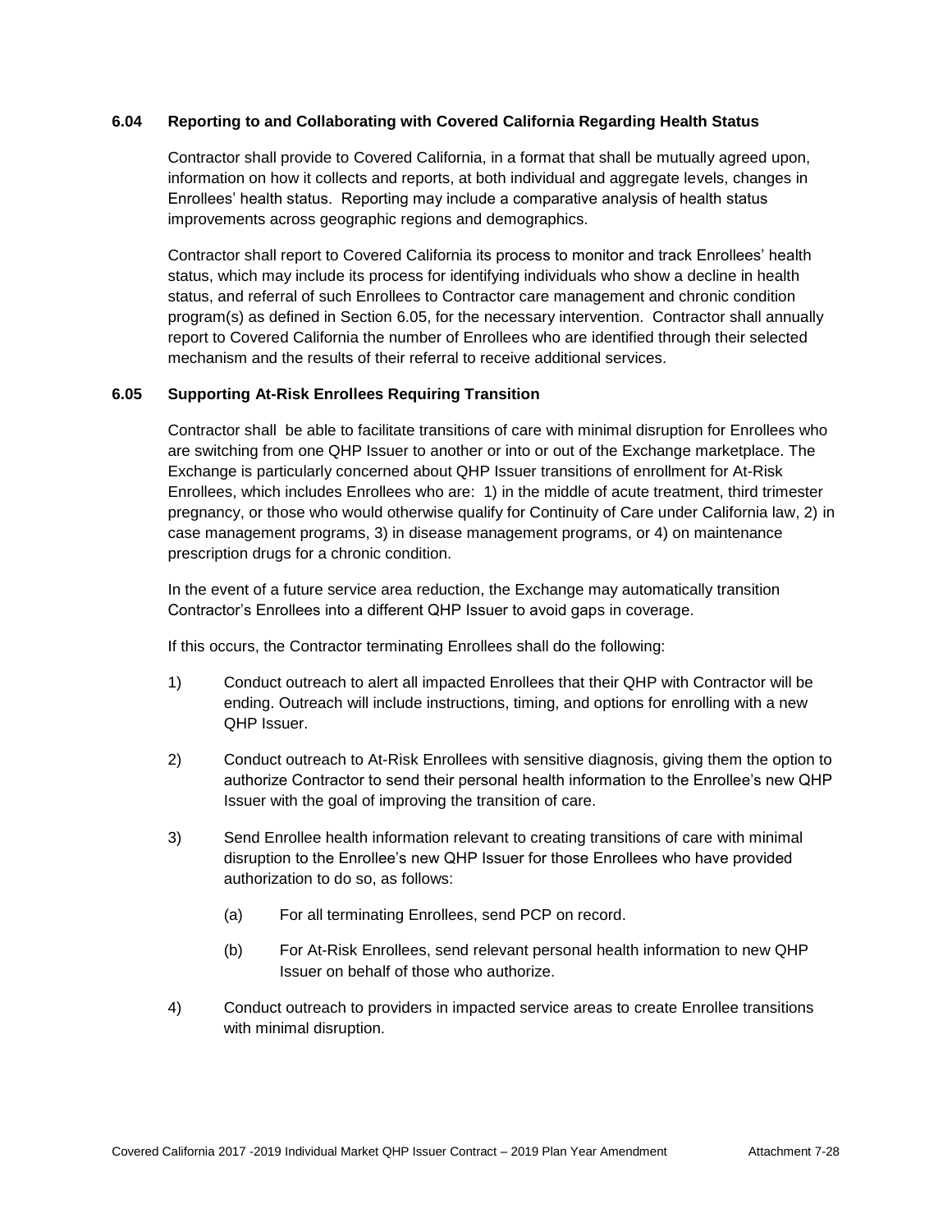### 6.04 Reporting to and Collaborating with Covered California Regarding Health Status

Contractor shall provide to Covered California, in a format that shall be mutually agreed upon, information on how it collects and reports, at both individual and aggregate levels, changes in Enrollees' health status. Reporting may include a comparative analysis of health status improvements across geographic regions and demographics.

Contractor shall report to Covered California its process to monitor and track Enrollees' health status, which may include its process for identifying individuals who show a decline in health status, and referral of such Enrollees to Contractor care management and chronic condition program(s) as defined in Section 6.05, for the necessary intervention. Contractor shall annually report to Covered California the number of Enrollees who are identified through their selected mechanism and the results of their referral to receive additional services.

### 6.05 Supporting At-Risk Enrollees Requiring Transition

Contractor shall be able to facilitate transitions of care with minimal disruption for Enrollees who are switching from one QHP Issuer to another or into or out of the Exchange marketplace. The Exchange is particularly concerned about QHP Issuer transitions of enrollment for At-Risk Enrollees, which includes Enrollees who are: 1) in the middle of acute treatment, third trimester pregnancy, or those who would otherwise qualify for Continuity of Care under California law, 2) in case management programs, 3) in disease management programs, or 4) on maintenance prescription drugs for a chronic condition.

In the event of a future service area reduction, the Exchange may automatically transition Contractor's Enrollees into a different QHP Issuer to avoid gaps in coverage.

If this occurs, the Contractor terminating Enrollees shall do the following:

1) Conduct outreach to alert all impacted Enrollees that their QHP with Contractor will be ending. Outreach will include instructions, timing, and options for enrolling with a new QHP Issuer.

2) Conduct outreach to At-Risk Enrollees with sensitive diagnosis, giving them the option to authorize Contractor to send their personal health information to the Enrollee's new QHP Issuer with the goal of improving the transition of care.

3) Send Enrollee health information relevant to creating transitions of care with minimal disruption to the Enrollee's new QHP Issuer for those Enrollees who have provided authorization to do so, as follows:

    (a) For all terminating Enrollees, send PCP on record.

    (b) For At-Risk Enrollees, send relevant personal health information to new QHP Issuer on behalf of those who authorize.

4) Conduct outreach to providers in impacted service areas to create Enrollee transitions with minimal disruption.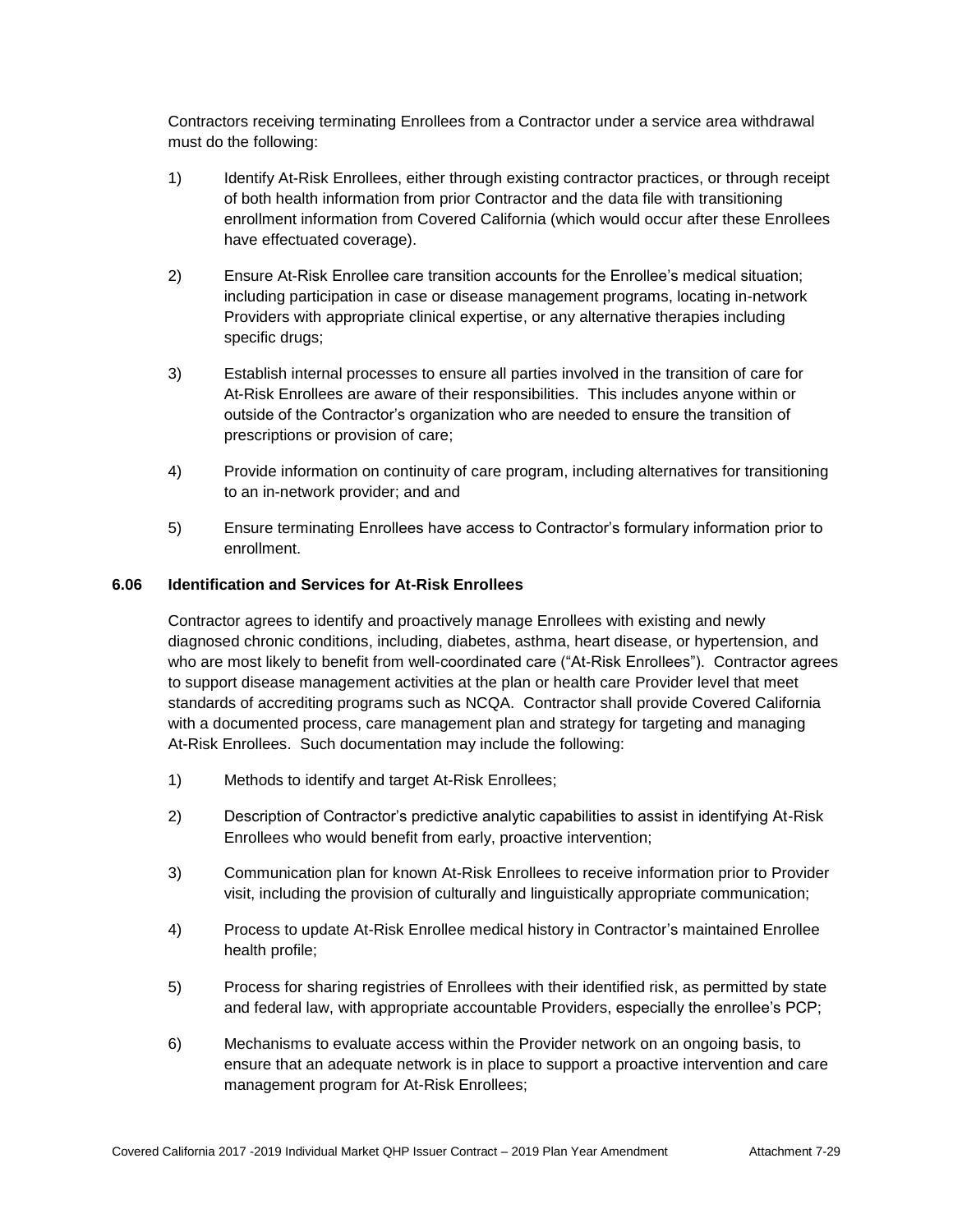Contractors receiving terminating Enrollees from a Contractor under a service area withdrawal must do the following:

1) Identify At-Risk Enrollees, either through existing contractor practices, or through receipt of both health information from prior Contractor and the data file with transitioning enrollment information from Covered California (which would occur after these Enrollees have effectuated coverage).

2) Ensure At-Risk Enrollee care transition accounts for the Enrollee's medical situation; including participation in case or disease management programs, locating in-network Providers with appropriate clinical expertise, or any alternative therapies including specific drugs;

3) Establish internal processes to ensure all parties involved in the transition of care for At-Risk Enrollees are aware of their responsibilities. This includes anyone within or outside of the Contractor's organization who are needed to ensure the transition of prescriptions or provision of care;

4) Provide information on continuity of care program, including alternatives for transitioning to an in-network provider; and and

5) Ensure terminating Enrollees have access to Contractor's formulary information prior to enrollment.

### 6.06 Identification and Services for At-Risk Enrollees

Contractor agrees to identify and proactively manage Enrollees with existing and newly diagnosed chronic conditions, including, diabetes, asthma, heart disease, or hypertension, and who are most likely to benefit from well-coordinated care ("At-Risk Enrollees"). Contractor agrees to support disease management activities at the plan or health care Provider level that meet standards of accrediting programs such as NCQA. Contractor shall provide Covered California with a documented process, care management plan and strategy for targeting and managing At-Risk Enrollees. Such documentation may include the following:

1) Methods to identify and target At-Risk Enrollees;

2) Description of Contractor's predictive analytic capabilities to assist in identifying At-Risk Enrollees who would benefit from early, proactive intervention;

3) Communication plan for known At-Risk Enrollees to receive information prior to Provider visit, including the provision of culturally and linguistically appropriate communication;

4) Process to update At-Risk Enrollee medical history in Contractor's maintained Enrollee health profile;

5) Process for sharing registries of Enrollees with their identified risk, as permitted by state and federal law, with appropriate accountable Providers, especially the enrollee's PCP;

6) Mechanisms to evaluate access within the Provider network on an ongoing basis, to ensure that an adequate network is in place to support a proactive intervention and care management program for At-Risk Enrollees;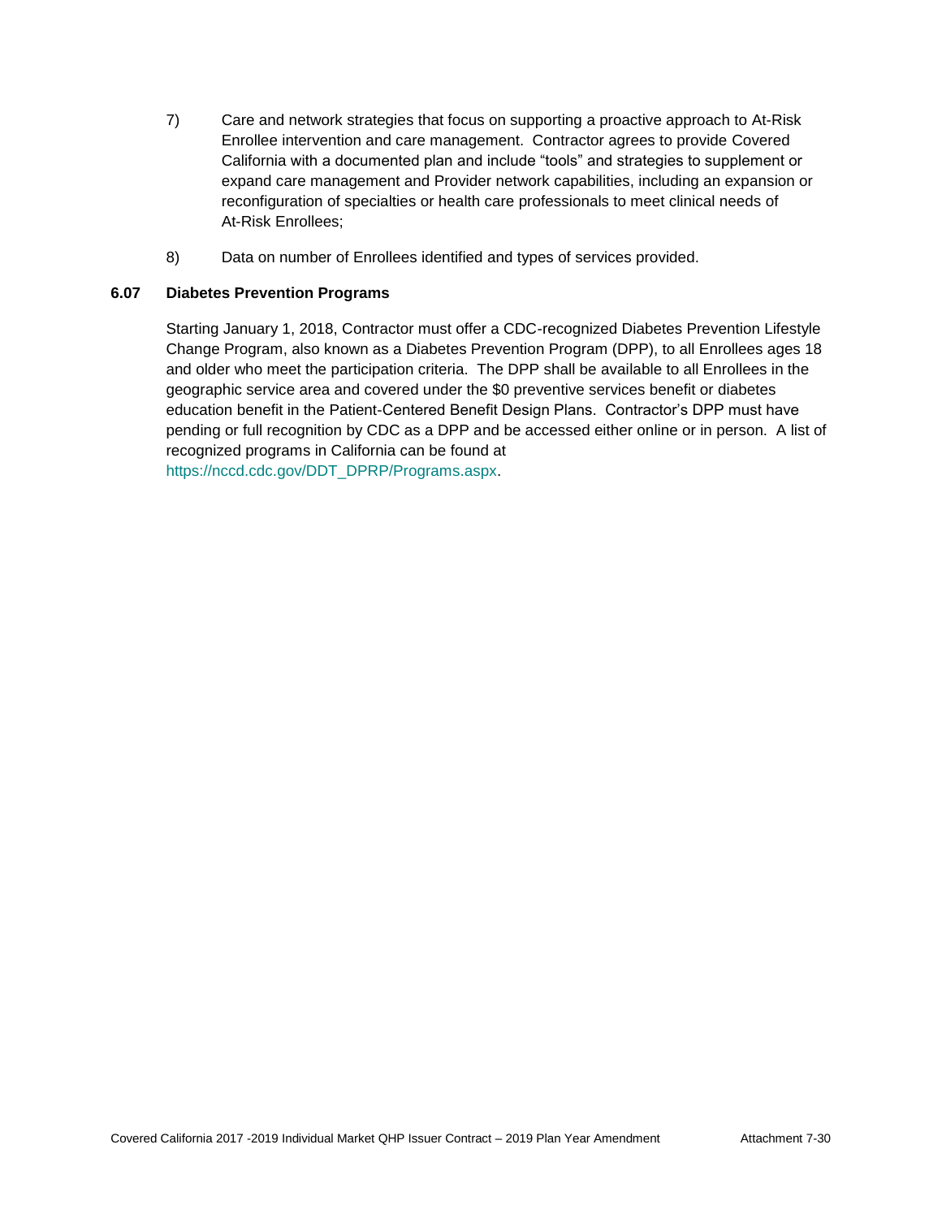7) Care and network strategies that focus on supporting a proactive approach to At-Risk Enrollee intervention and care management. Contractor agrees to provide Covered California with a documented plan and include "tools" and strategies to supplement or expand care management and Provider network capabilities, including an expansion or reconfiguration of specialties or health care professionals to meet clinical needs of At-Risk Enrollees;

8) Data on number of Enrollees identified and types of services provided.

### 6.07 Diabetes Prevention Programs

Starting January 1, 2018, Contractor must offer a CDC-recognized Diabetes Prevention Lifestyle Change Program, also known as a Diabetes Prevention Program (DPP), to all Enrollees ages 18 and older who meet the participation criteria. The DPP shall be available to all Enrollees in the geographic service area and covered under the $0 preventive services benefit or diabetes education benefit in the Patient-Centered Benefit Design Plans. Contractor's DPP must have pending or full recognition by CDC as a DPP and be accessed either online or in person. A list of recognized programs in California can be found at https://nccd.cdc.gov/DDT_DPRP/Programs.aspx.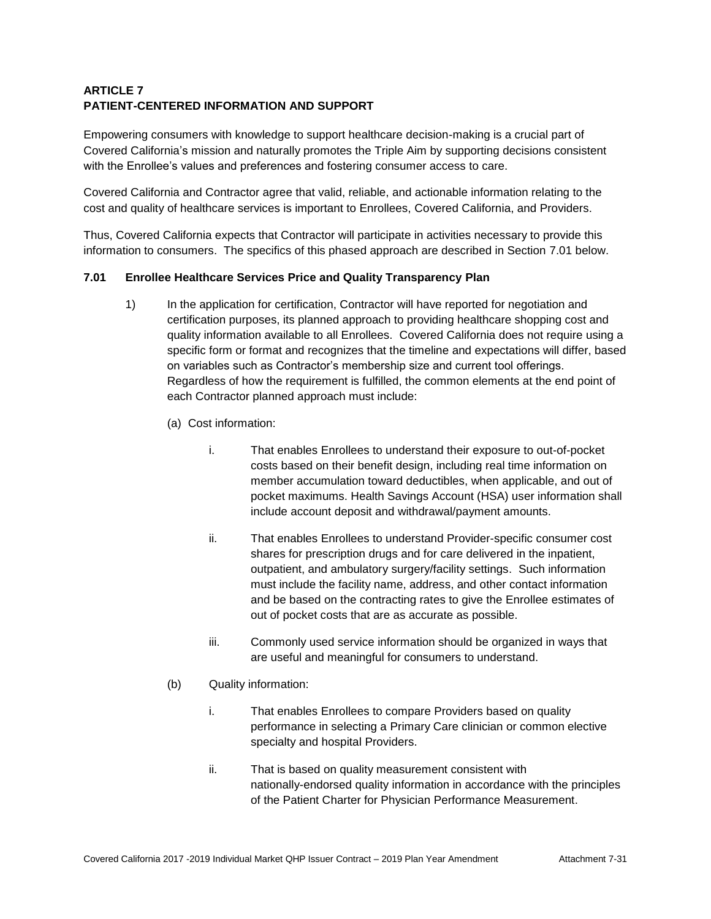## ARTICLE 7
## PATIENT-CENTERED INFORMATION AND SUPPORT

Empowering consumers with knowledge to support healthcare decision-making is a crucial part of Covered California's mission and naturally promotes the Triple Aim by supporting decisions consistent with the Enrollee's values and preferences and fostering consumer access to care.

Covered California and Contractor agree that valid, reliable, and actionable information relating to the cost and quality of healthcare services is important to Enrollees, Covered California, and Providers.

Thus, Covered California expects that Contractor will participate in activities necessary to provide this information to consumers. The specifics of this phased approach are described in Section 7.01 below.

### 7.01 Enrollee Healthcare Services Price and Quality Transparency Plan

1) In the application for certification, Contractor will have reported for negotiation and certification purposes, its planned approach to providing healthcare shopping cost and quality information available to all Enrollees. Covered California does not require using a specific form or format and recognizes that the timeline and expectations will differ, based on variables such as Contractor's membership size and current tool offerings. Regardless of how the requirement is fulfilled, the common elements at the end point of each Contractor planned approach must include:

   (a) Cost information:

      i. That enables Enrollees to understand their exposure to out-of-pocket costs based on their benefit design, including real time information on member accumulation toward deductibles, when applicable, and out of pocket maximums. Health Savings Account (HSA) user information shall include account deposit and withdrawal/payment amounts.

      ii. That enables Enrollees to understand Provider-specific consumer cost shares for prescription drugs and for care delivered in the inpatient, outpatient, and ambulatory surgery/facility settings. Such information must include the facility name, address, and other contact information and be based on the contracting rates to give the Enrollee estimates of out of pocket costs that are as accurate as possible.

      iii. Commonly used service information should be organized in ways that are useful and meaningful for consumers to understand.

   (b) Quality information:

      i. That enables Enrollees to compare Providers based on quality performance in selecting a Primary Care clinician or common elective specialty and hospital Providers.

      ii. That is based on quality measurement consistent with nationally-endorsed quality information in accordance with the principles of the Patient Charter for Physician Performance Measurement.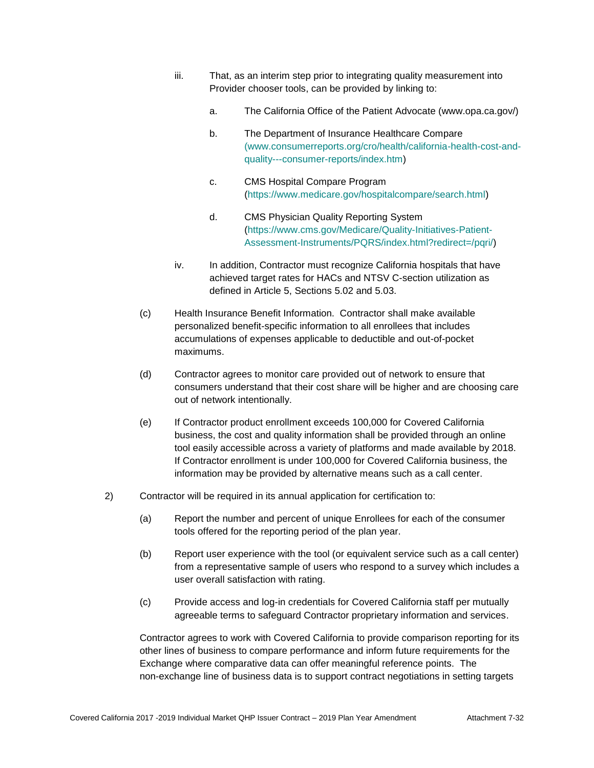iii. That, as an interim step prior to integrating quality measurement into Provider chooser tools, can be provided by linking to:

   a. The California Office of the Patient Advocate (www.opa.ca.gov/)

   b. The Department of Insurance Healthcare Compare (www.consumerreports.org/cro/health/california-health-cost-and-quality---consumer-reports/index.htm)

   c. CMS Hospital Compare Program (https://www.medicare.gov/hospitalcompare/search.html)

   d. CMS Physician Quality Reporting System (https://www.cms.gov/Medicare/Quality-Initiatives-Patient-Assessment-Instruments/PQRS/index.html?redirect=/pqri/)

iv. In addition, Contractor must recognize California hospitals that have achieved target rates for HACs and NTSV C-section utilization as defined in Article 5, Sections 5.02 and 5.03.

(c) Health Insurance Benefit Information. Contractor shall make available personalized benefit-specific information to all enrollees that includes accumulations of expenses applicable to deductible and out-of-pocket maximums.

(d) Contractor agrees to monitor care provided out of network to ensure that consumers understand that their cost share will be higher and are choosing care out of network intentionally.

(e) If Contractor product enrollment exceeds 100,000 for Covered California business, the cost and quality information shall be provided through an online tool easily accessible across a variety of platforms and made available by 2018. If Contractor enrollment is under 100,000 for Covered California business, the information may be provided by alternative means such as a call center.

2) Contractor will be required in its annual application for certification to:

(a) Report the number and percent of unique Enrollees for each of the consumer tools offered for the reporting period of the plan year.

(b) Report user experience with the tool (or equivalent service such as a call center) from a representative sample of users who respond to a survey which includes a user overall satisfaction with rating.

(c) Provide access and log-in credentials for Covered California staff per mutually agreeable terms to safeguard Contractor proprietary information and services.

Contractor agrees to work with Covered California to provide comparison reporting for its other lines of business to compare performance and inform future requirements for the Exchange where comparative data can offer meaningful reference points. The non-exchange line of business data is to support contract negotiations in setting targets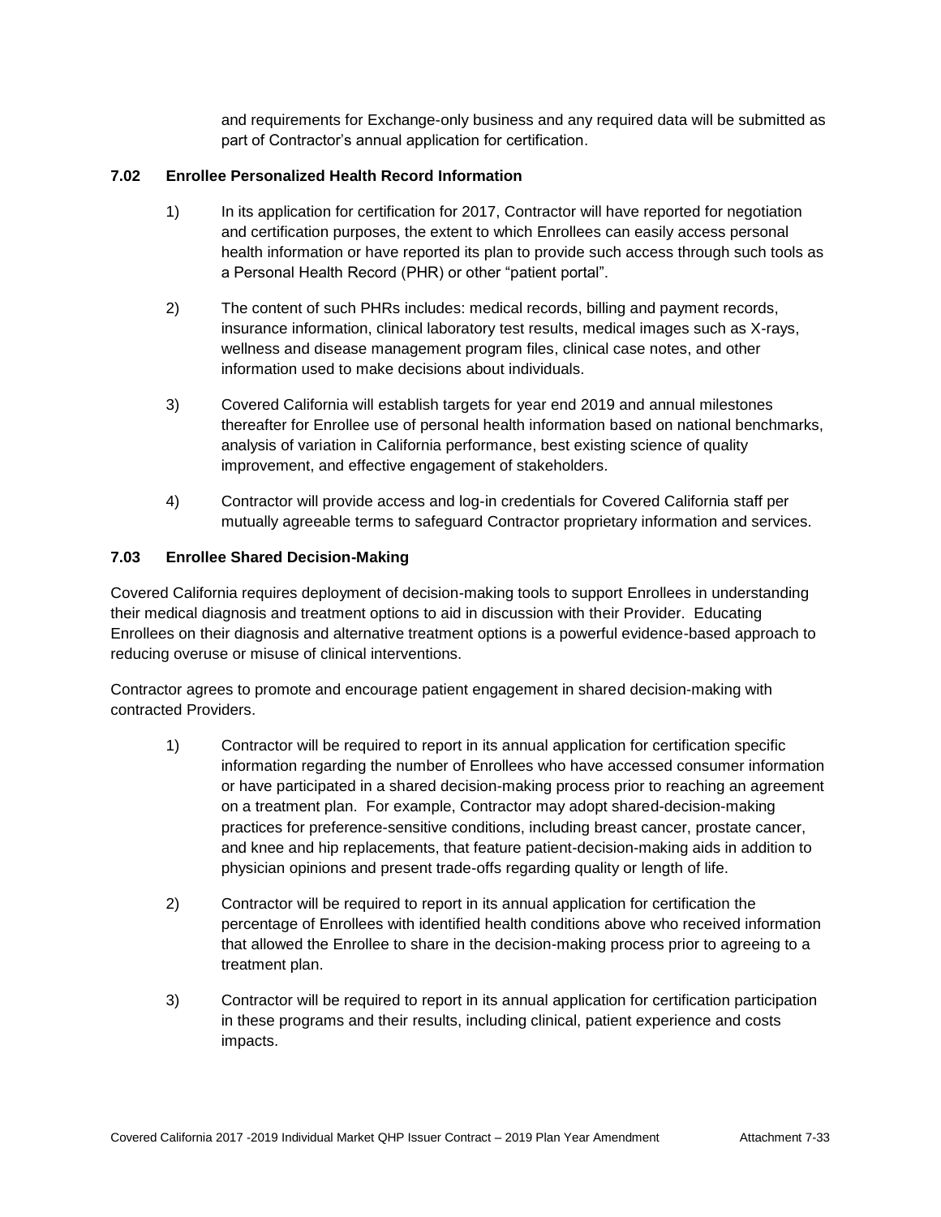and requirements for Exchange-only business and any required data will be submitted as part of Contractor's annual application for certification.

### 7.02 Enrollee Personalized Health Record Information

1) In its application for certification for 2017, Contractor will have reported for negotiation and certification purposes, the extent to which Enrollees can easily access personal health information or have reported its plan to provide such access through such tools as a Personal Health Record (PHR) or other "patient portal".

2) The content of such PHRs includes: medical records, billing and payment records, insurance information, clinical laboratory test results, medical images such as X-rays, wellness and disease management program files, clinical case notes, and other information used to make decisions about individuals.

3) Covered California will establish targets for year end 2019 and annual milestones thereafter for Enrollee use of personal health information based on national benchmarks, analysis of variation in California performance, best existing science of quality improvement, and effective engagement of stakeholders.

4) Contractor will provide access and log-in credentials for Covered California staff per mutually agreeable terms to safeguard Contractor proprietary information and services.

### 7.03 Enrollee Shared Decision-Making

Covered California requires deployment of decision-making tools to support Enrollees in understanding their medical diagnosis and treatment options to aid in discussion with their Provider. Educating Enrollees on their diagnosis and alternative treatment options is a powerful evidence-based approach to reducing overuse or misuse of clinical interventions.

Contractor agrees to promote and encourage patient engagement in shared decision-making with contracted Providers.

1) Contractor will be required to report in its annual application for certification specific information regarding the number of Enrollees who have accessed consumer information or have participated in a shared decision-making process prior to reaching an agreement on a treatment plan. For example, Contractor may adopt shared-decision-making practices for preference-sensitive conditions, including breast cancer, prostate cancer, and knee and hip replacements, that feature patient-decision-making aids in addition to physician opinions and present trade-offs regarding quality or length of life.

2) Contractor will be required to report in its annual application for certification the percentage of Enrollees with identified health conditions above who received information that allowed the Enrollee to share in the decision-making process prior to agreeing to a treatment plan.

3) Contractor will be required to report in its annual application for certification participation in these programs and their results, including clinical, patient experience and costs impacts.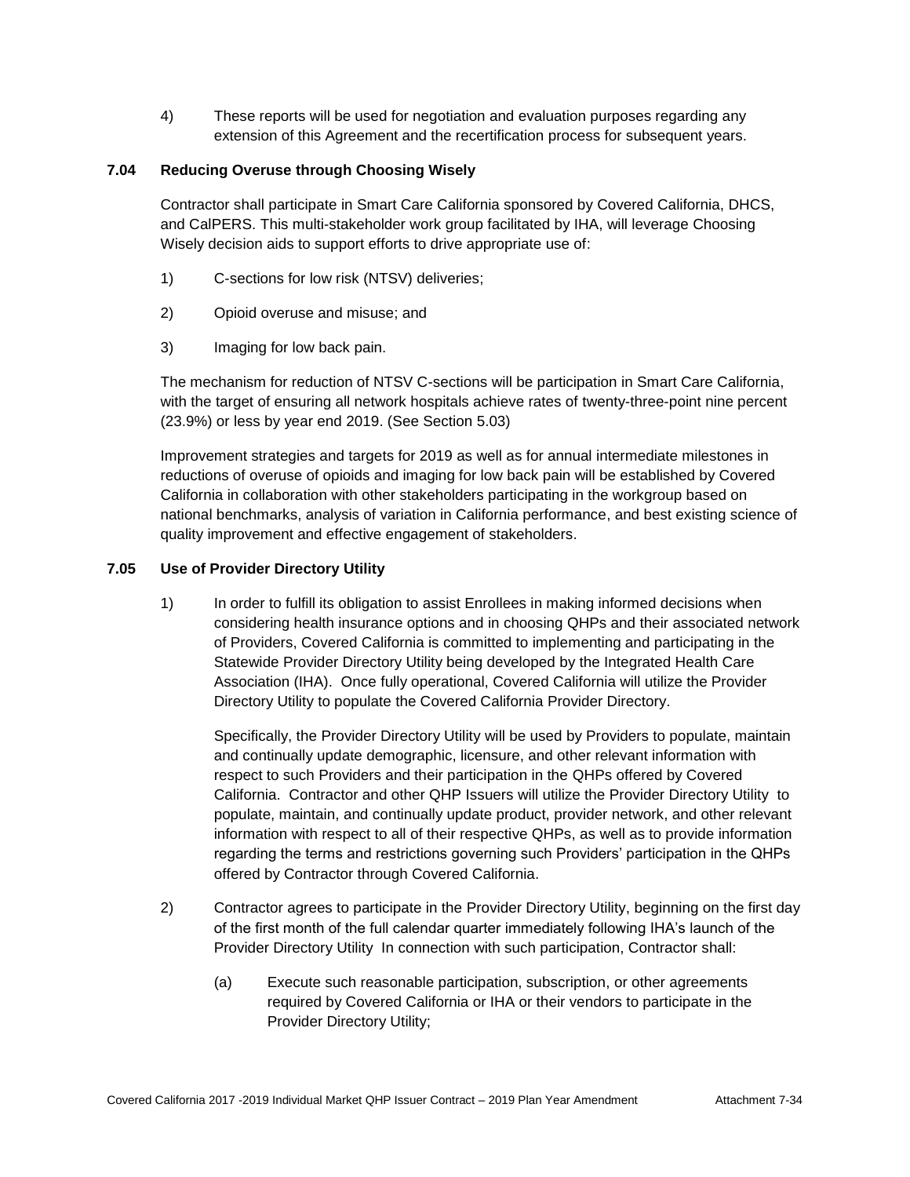4) These reports will be used for negotiation and evaluation purposes regarding any extension of this Agreement and the recertification process for subsequent years.

### 7.04 Reducing Overuse through Choosing Wisely

Contractor shall participate in Smart Care California sponsored by Covered California, DHCS, and CalPERS. This multi-stakeholder work group facilitated by IHA, will leverage Choosing Wisely decision aids to support efforts to drive appropriate use of:

1) C-sections for low risk (NTSV) deliveries;

2) Opioid overuse and misuse; and

3) Imaging for low back pain.

The mechanism for reduction of NTSV C-sections will be participation in Smart Care California, with the target of ensuring all network hospitals achieve rates of twenty-three-point nine percent (23.9%) or less by year end 2019. (See Section 5.03)

Improvement strategies and targets for 2019 as well as for annual intermediate milestones in reductions of overuse of opioids and imaging for low back pain will be established by Covered California in collaboration with other stakeholders participating in the workgroup based on national benchmarks, analysis of variation in California performance, and best existing science of quality improvement and effective engagement of stakeholders.

### 7.05 Use of Provider Directory Utility

1) In order to fulfill its obligation to assist Enrollees in making informed decisions when considering health insurance options and in choosing QHPs and their associated network of Providers, Covered California is committed to implementing and participating in the Statewide Provider Directory Utility being developed by the Integrated Health Care Association (IHA). Once fully operational, Covered California will utilize the Provider Directory Utility to populate the Covered California Provider Directory.

   Specifically, the Provider Directory Utility will be used by Providers to populate, maintain and continually update demographic, licensure, and other relevant information with respect to such Providers and their participation in the QHPs offered by Covered California. Contractor and other QHP Issuers will utilize the Provider Directory Utility to populate, maintain, and continually update product, provider network, and other relevant information with respect to all of their respective QHPs, as well as to provide information regarding the terms and restrictions governing such Providers' participation in the QHPs offered by Contractor through Covered California.

2) Contractor agrees to participate in the Provider Directory Utility, beginning on the first day of the first month of the full calendar quarter immediately following IHA's launch of the Provider Directory Utility In connection with such participation, Contractor shall:

   (a) Execute such reasonable participation, subscription, or other agreements required by Covered California or IHA or their vendors to participate in the Provider Directory Utility;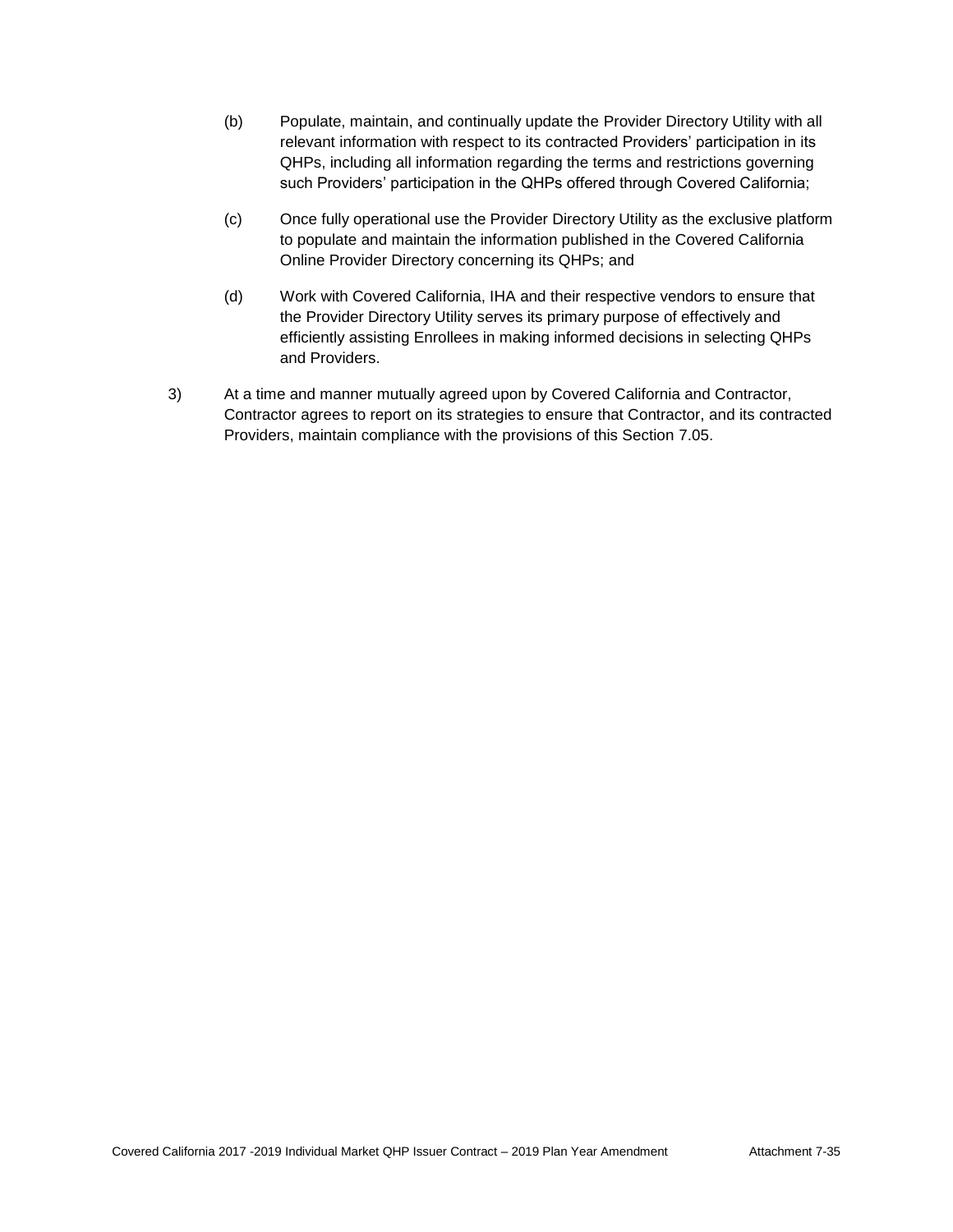(b) Populate, maintain, and continually update the Provider Directory Utility with all relevant information with respect to its contracted Providers' participation in its QHPs, including all information regarding the terms and restrictions governing such Providers' participation in the QHPs offered through Covered California;

(c) Once fully operational use the Provider Directory Utility as the exclusive platform to populate and maintain the information published in the Covered California Online Provider Directory concerning its QHPs; and

(d) Work with Covered California, IHA and their respective vendors to ensure that the Provider Directory Utility serves its primary purpose of effectively and efficiently assisting Enrollees in making informed decisions in selecting QHPs and Providers.

3) At a time and manner mutually agreed upon by Covered California and Contractor, Contractor agrees to report on its strategies to ensure that Contractor, and its contracted Providers, maintain compliance with the provisions of this Section 7.05.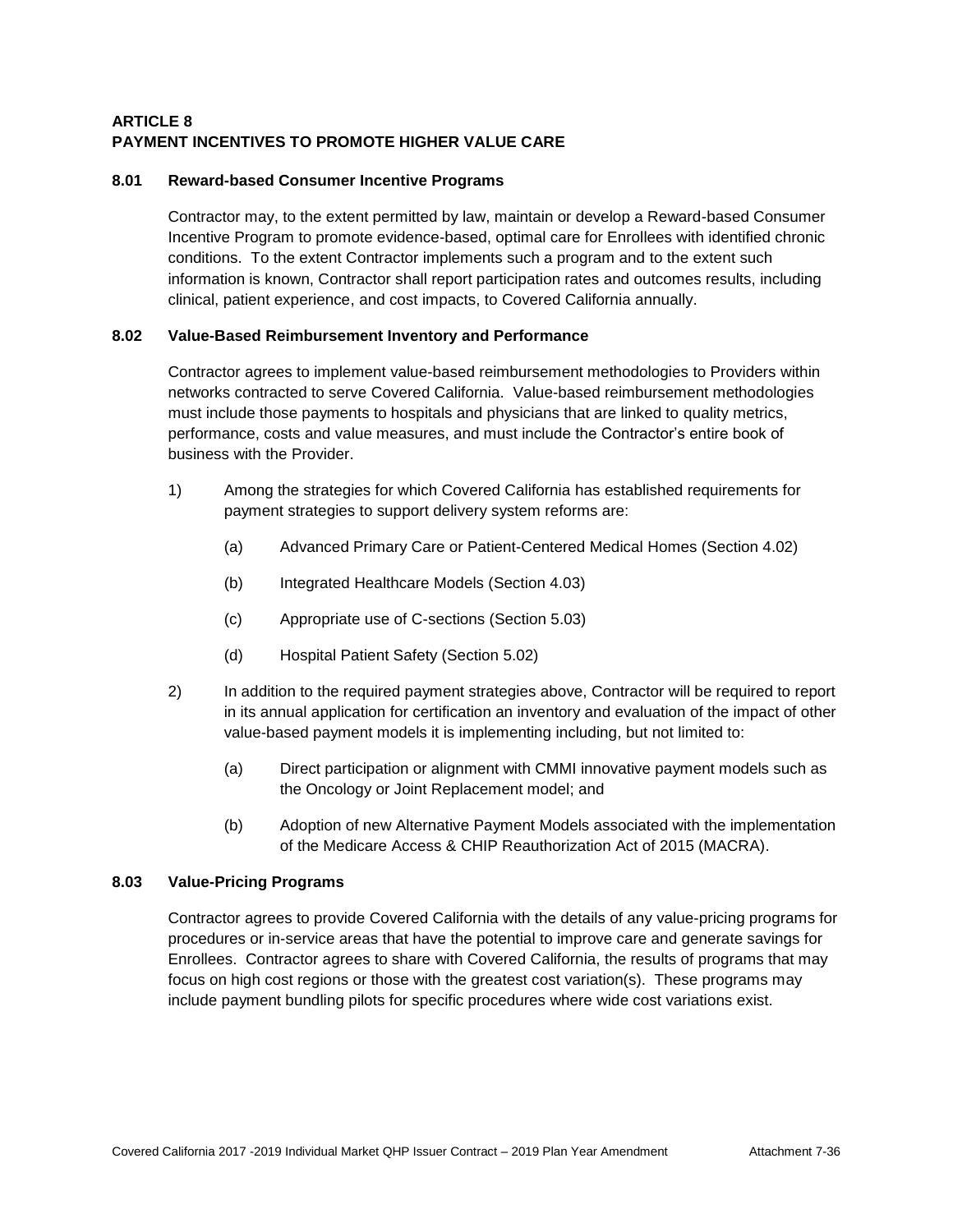## ARTICLE 8
## PAYMENT INCENTIVES TO PROMOTE HIGHER VALUE CARE

### 8.01 Reward-based Consumer Incentive Programs

Contractor may, to the extent permitted by law, maintain or develop a Reward-based Consumer Incentive Program to promote evidence-based, optimal care for Enrollees with identified chronic conditions. To the extent Contractor implements such a program and to the extent such information is known, Contractor shall report participation rates and outcomes results, including clinical, patient experience, and cost impacts, to Covered California annually.

### 8.02 Value-Based Reimbursement Inventory and Performance

Contractor agrees to implement value-based reimbursement methodologies to Providers within networks contracted to serve Covered California. Value-based reimbursement methodologies must include those payments to hospitals and physicians that are linked to quality metrics, performance, costs and value measures, and must include the Contractor's entire book of business with the Provider.

1) Among the strategies for which Covered California has established requirements for payment strategies to support delivery system reforms are:

   (a) Advanced Primary Care or Patient-Centered Medical Homes (Section 4.02)

   (b) Integrated Healthcare Models (Section 4.03)

   (c) Appropriate use of C-sections (Section 5.03)

   (d) Hospital Patient Safety (Section 5.02)

2) In addition to the required payment strategies above, Contractor will be required to report in its annual application for certification an inventory and evaluation of the impact of other value-based payment models it is implementing including, but not limited to:

   (a) Direct participation or alignment with CMMI innovative payment models such as the Oncology or Joint Replacement model; and

   (b) Adoption of new Alternative Payment Models associated with the implementation of the Medicare Access & CHIP Reauthorization Act of 2015 (MACRA).

### 8.03 Value-Pricing Programs

Contractor agrees to provide Covered California with the details of any value-pricing programs for procedures or in-service areas that have the potential to improve care and generate savings for Enrollees. Contractor agrees to share with Covered California, the results of programs that may focus on high cost regions or those with the greatest cost variation(s). These programs may include payment bundling pilots for specific procedures where wide cost variations exist.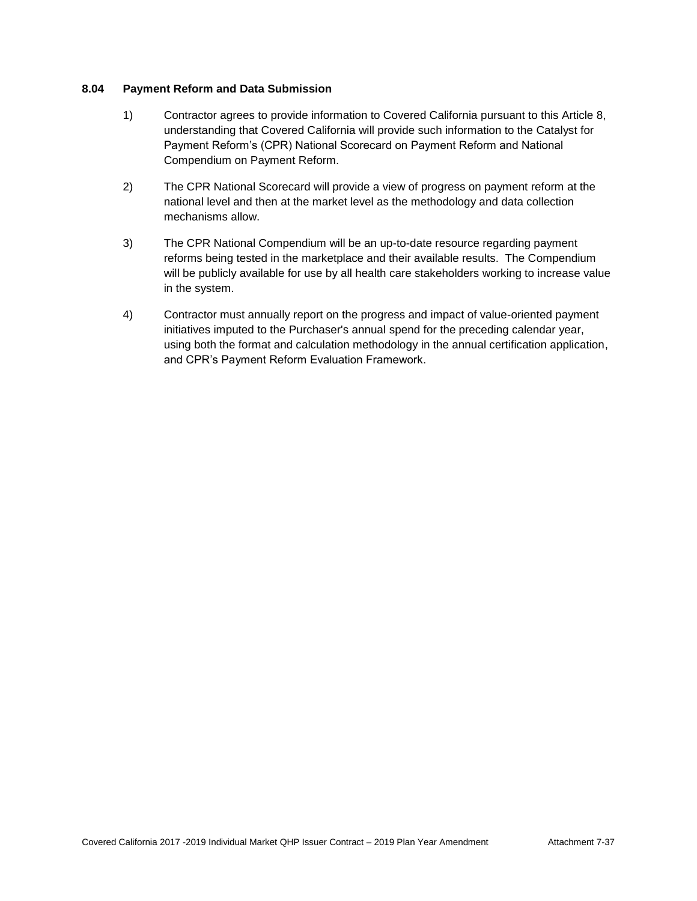### 8.04 Payment Reform and Data Submission

1) Contractor agrees to provide information to Covered California pursuant to this Article 8, understanding that Covered California will provide such information to the Catalyst for Payment Reform's (CPR) National Scorecard on Payment Reform and National Compendium on Payment Reform.

2) The CPR National Scorecard will provide a view of progress on payment reform at the national level and then at the market level as the methodology and data collection mechanisms allow.

3) The CPR National Compendium will be an up-to-date resource regarding payment reforms being tested in the marketplace and their available results. The Compendium will be publicly available for use by all health care stakeholders working to increase value in the system.

4) Contractor must annually report on the progress and impact of value-oriented payment initiatives imputed to the Purchaser's annual spend for the preceding calendar year, using both the format and calculation methodology in the annual certification application, and CPR's Payment Reform Evaluation Framework.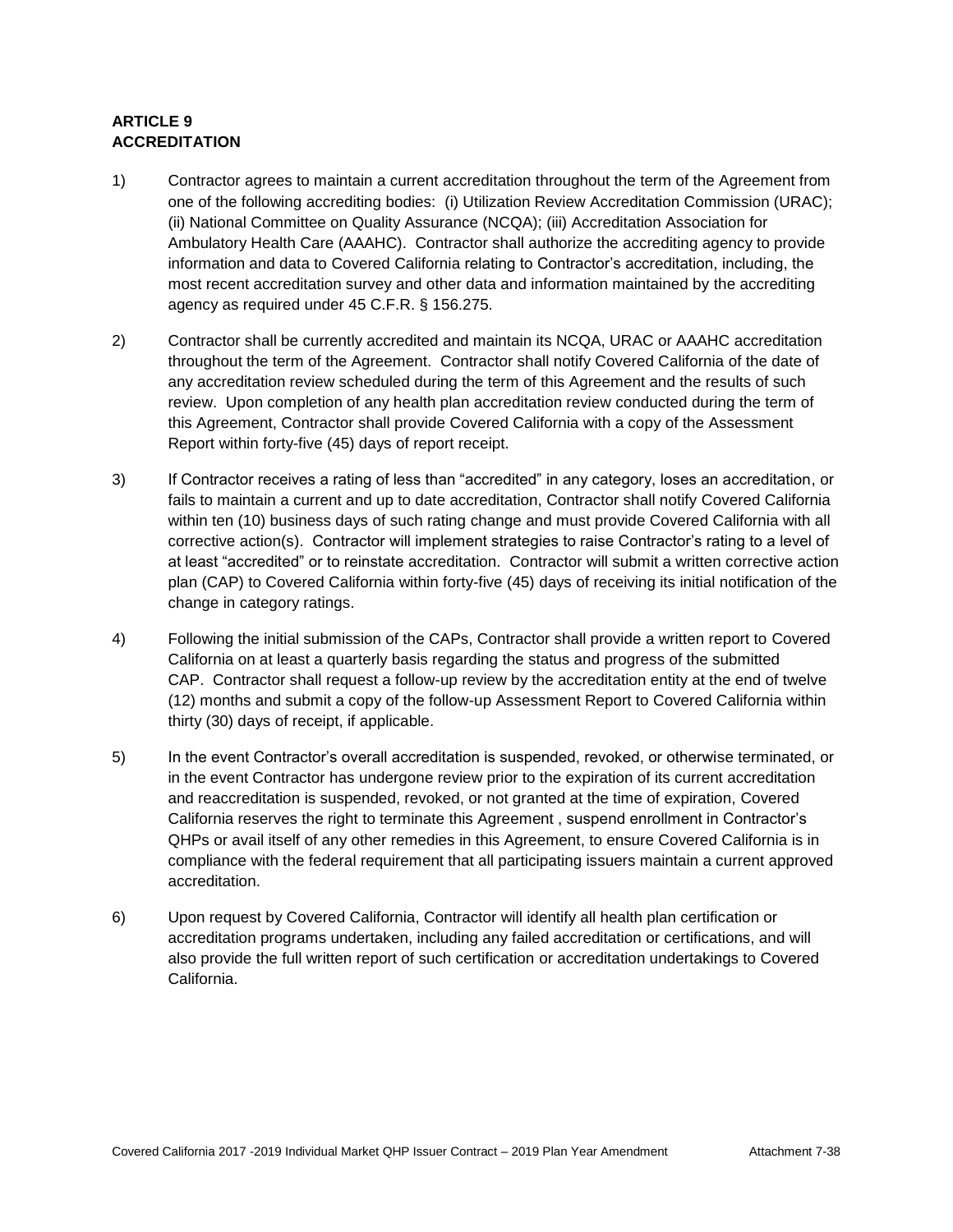**ARTICLE 9**
**ACCREDITATION**

1) Contractor agrees to maintain a current accreditation throughout the term of the Agreement from one of the following accrediting bodies: (i) Utilization Review Accreditation Commission (URAC); (ii) National Committee on Quality Assurance (NCQA); (iii) Accreditation Association for Ambulatory Health Care (AAAHC). Contractor shall authorize the accrediting agency to provide information and data to Covered California relating to Contractor's accreditation, including, the most recent accreditation survey and other data and information maintained by the accrediting agency as required under 45 C.F.R. § 156.275.

2) Contractor shall be currently accredited and maintain its NCQA, URAC or AAAHC accreditation throughout the term of the Agreement. Contractor shall notify Covered California of the date of any accreditation review scheduled during the term of this Agreement and the results of such review. Upon completion of any health plan accreditation review conducted during the term of this Agreement, Contractor shall provide Covered California with a copy of the Assessment Report within forty-five (45) days of report receipt.

3) If Contractor receives a rating of less than "accredited" in any category, loses an accreditation, or fails to maintain a current and up to date accreditation, Contractor shall notify Covered California within ten (10) business days of such rating change and must provide Covered California with all corrective action(s). Contractor will implement strategies to raise Contractor's rating to a level of at least "accredited" or to reinstate accreditation. Contractor will submit a written corrective action plan (CAP) to Covered California within forty-five (45) days of receiving its initial notification of the change in category ratings.

4) Following the initial submission of the CAPs, Contractor shall provide a written report to Covered California on at least a quarterly basis regarding the status and progress of the submitted CAP. Contractor shall request a follow-up review by the accreditation entity at the end of twelve (12) months and submit a copy of the follow-up Assessment Report to Covered California within thirty (30) days of receipt, if applicable.

5) In the event Contractor's overall accreditation is suspended, revoked, or otherwise terminated, or in the event Contractor has undergone review prior to the expiration of its current accreditation and reaccreditation is suspended, revoked, or not granted at the time of expiration, Covered California reserves the right to terminate this Agreement , suspend enrollment in Contractor's QHPs or avail itself of any other remedies in this Agreement, to ensure Covered California is in compliance with the federal requirement that all participating issuers maintain a current approved accreditation.

6) Upon request by Covered California, Contractor will identify all health plan certification or accreditation programs undertaken, including any failed accreditation or certifications, and will also provide the full written report of such certification or accreditation undertakings to Covered California.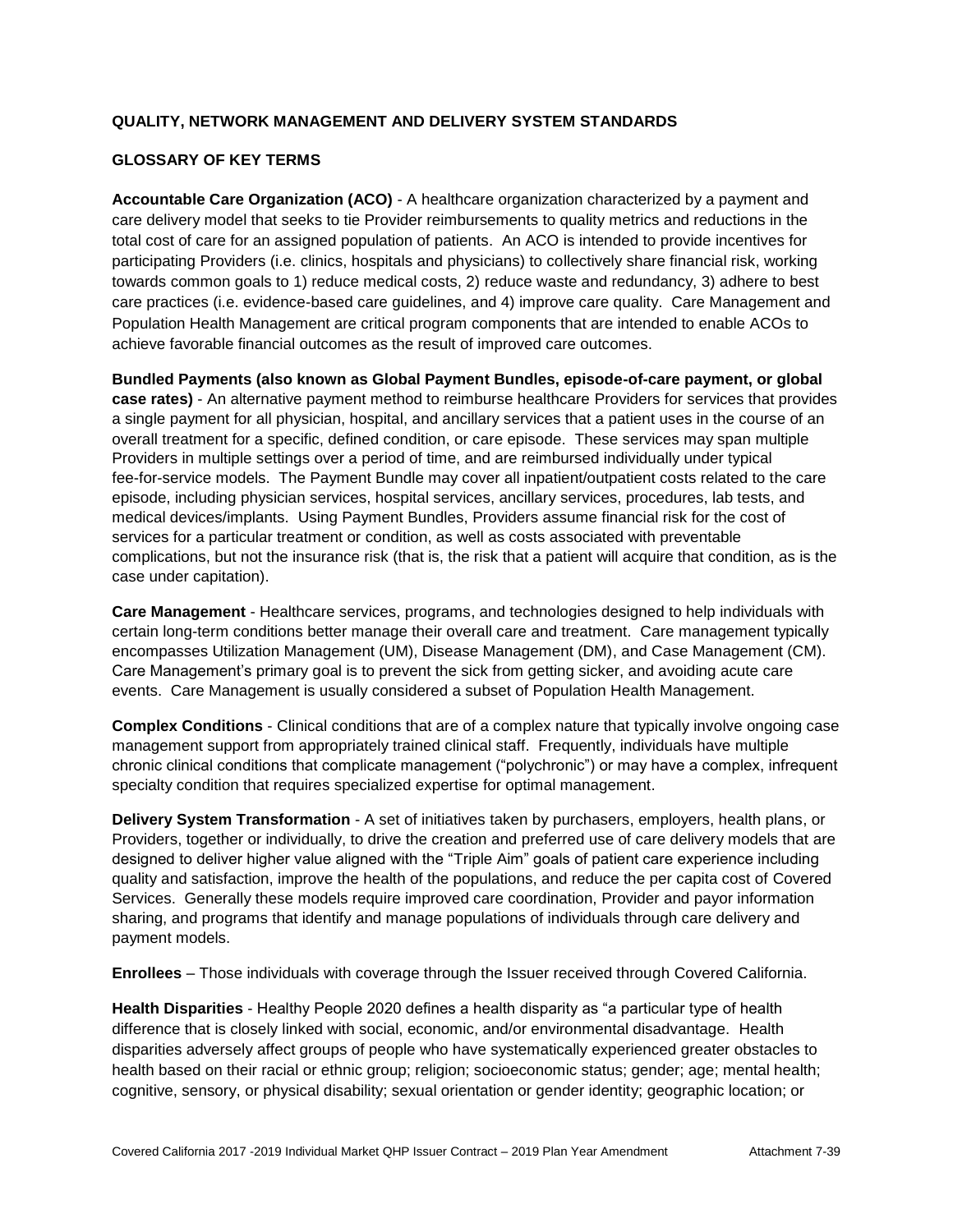**QUALITY, NETWORK MANAGEMENT AND DELIVERY SYSTEM STANDARDS**

**GLOSSARY OF KEY TERMS**

**Accountable Care Organization (ACO)** - A healthcare organization characterized by a payment and care delivery model that seeks to tie Provider reimbursements to quality metrics and reductions in the total cost of care for an assigned population of patients. An ACO is intended to provide incentives for participating Providers (i.e. clinics, hospitals and physicians) to collectively share financial risk, working towards common goals to 1) reduce medical costs, 2) reduce waste and redundancy, 3) adhere to best care practices (i.e. evidence-based care guidelines, and 4) improve care quality. Care Management and Population Health Management are critical program components that are intended to enable ACOs to achieve favorable financial outcomes as the result of improved care outcomes.

**Bundled Payments (also known as Global Payment Bundles, episode-of-care payment, or global case rates)** - An alternative payment method to reimburse healthcare Providers for services that provides a single payment for all physician, hospital, and ancillary services that a patient uses in the course of an overall treatment for a specific, defined condition, or care episode. These services may span multiple Providers in multiple settings over a period of time, and are reimbursed individually under typical fee-for-service models. The Payment Bundle may cover all inpatient/outpatient costs related to the care episode, including physician services, hospital services, ancillary services, procedures, lab tests, and medical devices/implants. Using Payment Bundles, Providers assume financial risk for the cost of services for a particular treatment or condition, as well as costs associated with preventable complications, but not the insurance risk (that is, the risk that a patient will acquire that condition, as is the case under capitation).

**Care Management** - Healthcare services, programs, and technologies designed to help individuals with certain long-term conditions better manage their overall care and treatment. Care management typically encompasses Utilization Management (UM), Disease Management (DM), and Case Management (CM). Care Management's primary goal is to prevent the sick from getting sicker, and avoiding acute care events. Care Management is usually considered a subset of Population Health Management.

**Complex Conditions** - Clinical conditions that are of a complex nature that typically involve ongoing case management support from appropriately trained clinical staff. Frequently, individuals have multiple chronic clinical conditions that complicate management ("polychronic") or may have a complex, infrequent specialty condition that requires specialized expertise for optimal management.

**Delivery System Transformation** - A set of initiatives taken by purchasers, employers, health plans, or Providers, together or individually, to drive the creation and preferred use of care delivery models that are designed to deliver higher value aligned with the "Triple Aim" goals of patient care experience including quality and satisfaction, improve the health of the populations, and reduce the per capita cost of Covered Services. Generally these models require improved care coordination, Provider and payor information sharing, and programs that identify and manage populations of individuals through care delivery and payment models.

**Enrollees** – Those individuals with coverage through the Issuer received through Covered California.

**Health Disparities** - Healthy People 2020 defines a health disparity as "a particular type of health difference that is closely linked with social, economic, and/or environmental disadvantage. Health disparities adversely affect groups of people who have systematically experienced greater obstacles to health based on their racial or ethnic group; religion; socioeconomic status; gender; age; mental health; cognitive, sensory, or physical disability; sexual orientation or gender identity; geographic location; or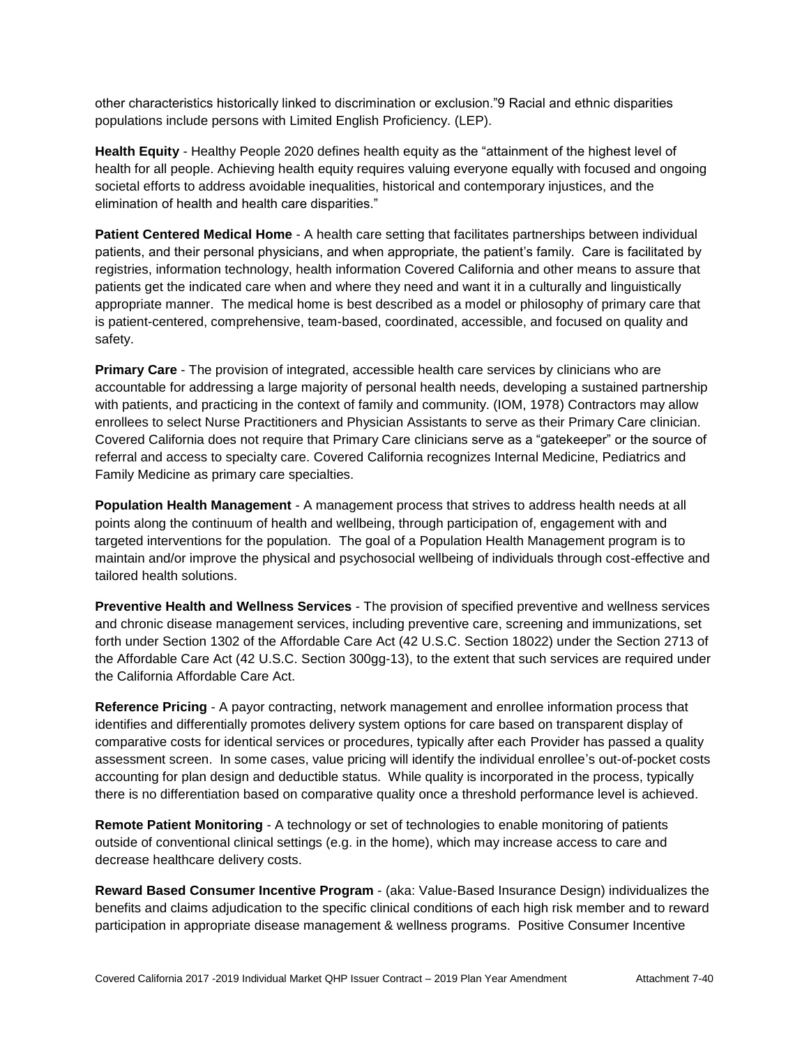other characteristics historically linked to discrimination or exclusion."9 Racial and ethnic disparities populations include persons with Limited English Proficiency. (LEP).

**Health Equity** - Healthy People 2020 defines health equity as the "attainment of the highest level of health for all people. Achieving health equity requires valuing everyone equally with focused and ongoing societal efforts to address avoidable inequalities, historical and contemporary injustices, and the elimination of health and health care disparities."

**Patient Centered Medical Home** - A health care setting that facilitates partnerships between individual patients, and their personal physicians, and when appropriate, the patient's family. Care is facilitated by registries, information technology, health information Covered California and other means to assure that patients get the indicated care when and where they need and want it in a culturally and linguistically appropriate manner. The medical home is best described as a model or philosophy of primary care that is patient-centered, comprehensive, team-based, coordinated, accessible, and focused on quality and safety.

**Primary Care** - The provision of integrated, accessible health care services by clinicians who are accountable for addressing a large majority of personal health needs, developing a sustained partnership with patients, and practicing in the context of family and community. (IOM, 1978) Contractors may allow enrollees to select Nurse Practitioners and Physician Assistants to serve as their Primary Care clinician. Covered California does not require that Primary Care clinicians serve as a "gatekeeper" or the source of referral and access to specialty care. Covered California recognizes Internal Medicine, Pediatrics and Family Medicine as primary care specialties.

**Population Health Management** - A management process that strives to address health needs at all points along the continuum of health and wellbeing, through participation of, engagement with and targeted interventions for the population. The goal of a Population Health Management program is to maintain and/or improve the physical and psychosocial wellbeing of individuals through cost-effective and tailored health solutions.

**Preventive Health and Wellness Services** - The provision of specified preventive and wellness services and chronic disease management services, including preventive care, screening and immunizations, set forth under Section 1302 of the Affordable Care Act (42 U.S.C. Section 18022) under the Section 2713 of the Affordable Care Act (42 U.S.C. Section 300gg-13), to the extent that such services are required under the California Affordable Care Act.

**Reference Pricing** - A payor contracting, network management and enrollee information process that identifies and differentially promotes delivery system options for care based on transparent display of comparative costs for identical services or procedures, typically after each Provider has passed a quality assessment screen. In some cases, value pricing will identify the individual enrollee's out-of-pocket costs accounting for plan design and deductible status. While quality is incorporated in the process, typically there is no differentiation based on comparative quality once a threshold performance level is achieved.

**Remote Patient Monitoring** - A technology or set of technologies to enable monitoring of patients outside of conventional clinical settings (e.g. in the home), which may increase access to care and decrease healthcare delivery costs.

**Reward Based Consumer Incentive Program** - (aka: Value-Based Insurance Design) individualizes the benefits and claims adjudication to the specific clinical conditions of each high risk member and to reward participation in appropriate disease management & wellness programs. Positive Consumer Incentive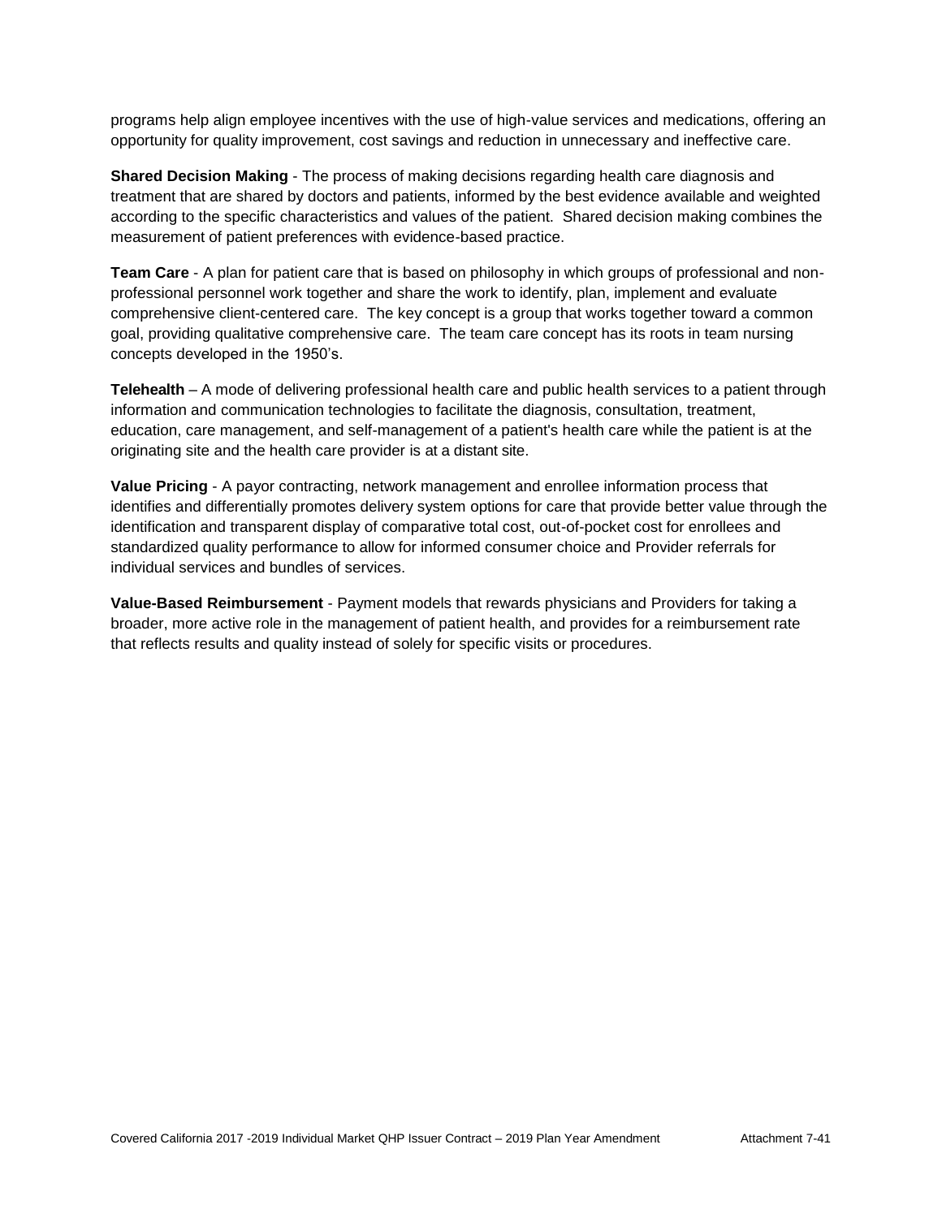programs help align employee incentives with the use of high-value services and medications, offering an opportunity for quality improvement, cost savings and reduction in unnecessary and ineffective care.

**Shared Decision Making** - The process of making decisions regarding health care diagnosis and treatment that are shared by doctors and patients, informed by the best evidence available and weighted according to the specific characteristics and values of the patient. Shared decision making combines the measurement of patient preferences with evidence-based practice.

**Team Care** - A plan for patient care that is based on philosophy in which groups of professional and non-professional personnel work together and share the work to identify, plan, implement and evaluate comprehensive client-centered care. The key concept is a group that works together toward a common goal, providing qualitative comprehensive care. The team care concept has its roots in team nursing concepts developed in the 1950's.

**Telehealth** – A mode of delivering professional health care and public health services to a patient through information and communication technologies to facilitate the diagnosis, consultation, treatment, education, care management, and self-management of a patient's health care while the patient is at the originating site and the health care provider is at a distant site.

**Value Pricing** - A payor contracting, network management and enrollee information process that identifies and differentially promotes delivery system options for care that provide better value through the identification and transparent display of comparative total cost, out-of-pocket cost for enrollees and standardized quality performance to allow for informed consumer choice and Provider referrals for individual services and bundles of services.

**Value-Based Reimbursement** - Payment models that rewards physicians and Providers for taking a broader, more active role in the management of patient health, and provides for a reimbursement rate that reflects results and quality instead of solely for specific visits or procedures.